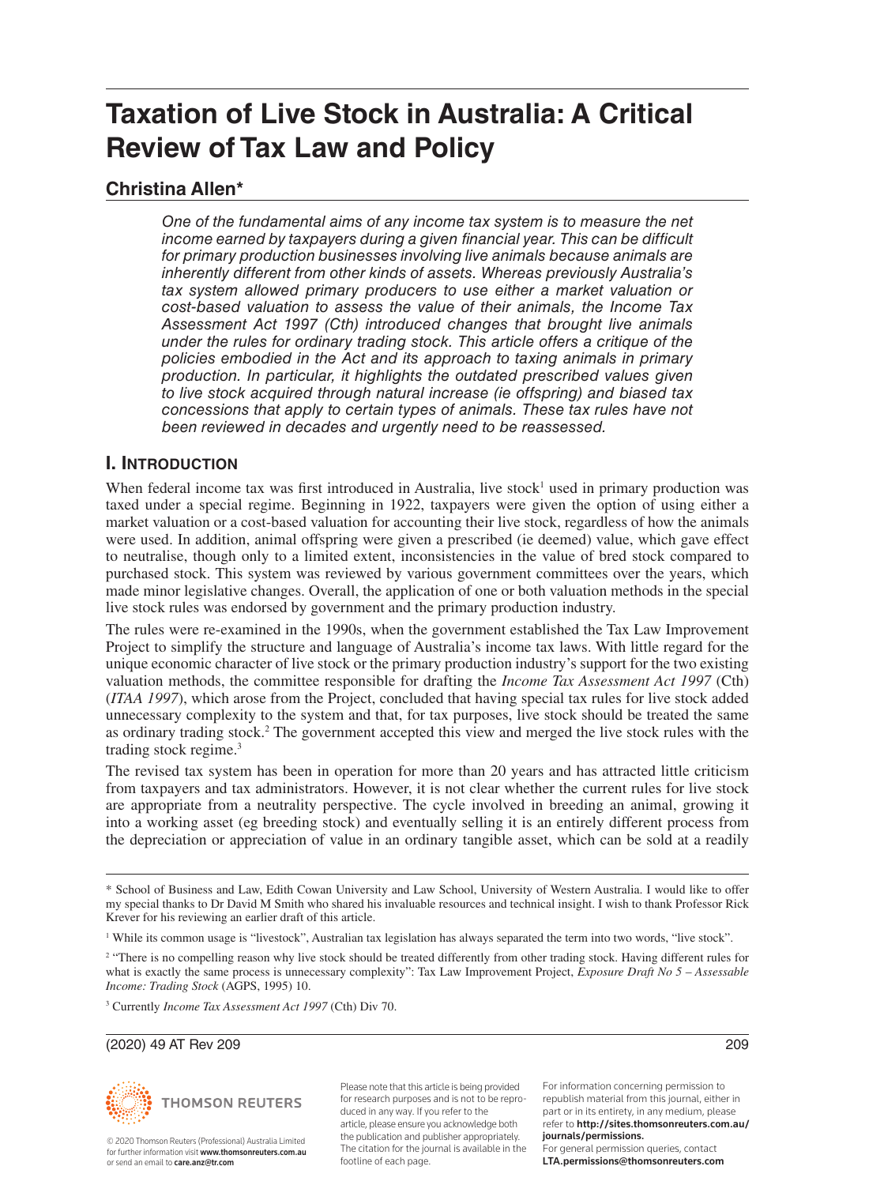# Taxation of Live Stock in Australia: A Critical Review of Tax Law and Policy

## Christina Allen*

*One of the fundamental aims of any income tax system is to measure the net income earned by taxpayers during a given financial year. This can be difficult for primary production businesses involving live animals because animals are inherently different from other kinds of assets. Whereas previously Australia's tax system allowed primary producers to use either a market valuation or cost-based valuation to assess the value of their animals, the Income Tax Assessment Act 1997 (Cth) introduced changes that brought live animals under the rules for ordinary trading stock. This article offers a critique of the policies embodied in the Act and its approach to taxing animals in primary production. In particular, it highlights the outdated prescribed values given to live stock acquired through natural increase (ie offspring) and biased tax concessions that apply to certain types of animals. These tax rules have not been reviewed in decades and urgently need to be reassessed.*

## I. Introduction

When federal income tax was first introduced in Australia, live stock[1] used in primary production was taxed under a special regime. Beginning in 1922, taxpayers were given the option of using either a market valuation or a cost-based valuation for accounting their live stock, regardless of how the animals were used. In addition, animal offspring were given a prescribed (ie deemed) value, which gave effect to neutralise, though only to a limited extent, inconsistencies in the value of bred stock compared to purchased stock. This system was reviewed by various government committees over the years, which made minor legislative changes. Overall, the application of one or both valuation methods in the special live stock rules was endorsed by government and the primary production industry.

The rules were re-examined in the 1990s, when the government established the Tax Law Improvement Project to simplify the structure and language of Australia's income tax laws. With little regard for the unique economic character of live stock or the primary production industry's support for the two existing valuation methods, the committee responsible for drafting the *Income Tax Assessment Act 1997* (Cth) (*ITAA 1997*), which arose from the Project, concluded that having special tax rules for live stock added unnecessary complexity to the system and that, for tax purposes, live stock should be treated the same as ordinary trading stock.[2] The government accepted this view and merged the live stock rules with the trading stock regime.[3]

The revised tax system has been in operation for more than 20 years and has attracted little criticism from taxpayers and tax administrators. However, it is not clear whether the current rules for live stock are appropriate from a neutrality perspective. The cycle involved in breeding an animal, growing it into a working asset (eg breeding stock) and eventually selling it is an entirely different process from the depreciation or appreciation of value in an ordinary tangible asset, which can be sold at a readily

---

\* School of Business and Law, Edith Cowan University and Law School, University of Western Australia. I would like to offer my special thanks to Dr David M Smith who shared his invaluable resources and technical insight. I wish to thank Professor Rick Krever for his reviewing an earlier draft of this article.

[1] While its common usage is "livestock", Australian tax legislation has always separated the term into two words, "live stock".

[2] "There is no compelling reason why live stock should be treated differently from other trading stock. Having different rules for what is exactly the same process is unnecessary complexity": Tax Law Improvement Project, *Exposure Draft No 5 – Assessable Income: Trading Stock* (AGPS, 1995) 10.

[3] Currently *Income Tax Assessment Act 1997* (Cth) Div 70.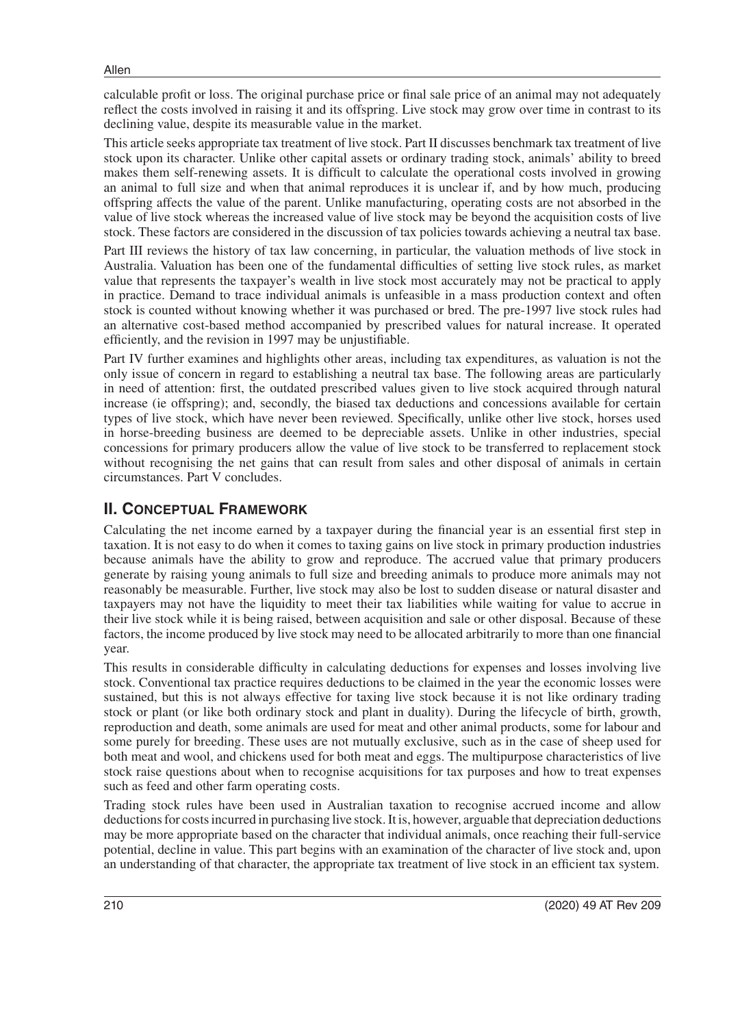calculable profit or loss. The original purchase price or final sale price of an animal may not adequately reflect the costs involved in raising it and its offspring. Live stock may grow over time in contrast to its declining value, despite its measurable value in the market.

This article seeks appropriate tax treatment of live stock. Part II discusses benchmark tax treatment of live stock upon its character. Unlike other capital assets or ordinary trading stock, animals' ability to breed makes them self-renewing assets. It is difficult to calculate the operational costs involved in growing an animal to full size and when that animal reproduces it is unclear if, and by how much, producing offspring affects the value of the parent. Unlike manufacturing, operating costs are not absorbed in the value of live stock whereas the increased value of live stock may be beyond the acquisition costs of live stock. These factors are considered in the discussion of tax policies towards achieving a neutral tax base.

Part III reviews the history of tax law concerning, in particular, the valuation methods of live stock in Australia. Valuation has been one of the fundamental difficulties of setting live stock rules, as market value that represents the taxpayer's wealth in live stock most accurately may not be practical to apply in practice. Demand to trace individual animals is unfeasible in a mass production context and often stock is counted without knowing whether it was purchased or bred. The pre-1997 live stock rules had an alternative cost-based method accompanied by prescribed values for natural increase. It operated efficiently, and the revision in 1997 may be unjustifiable.

Part IV further examines and highlights other areas, including tax expenditures, as valuation is not the only issue of concern in regard to establishing a neutral tax base. The following areas are particularly in need of attention: first, the outdated prescribed values given to live stock acquired through natural increase (ie offspring); and, secondly, the biased tax deductions and concessions available for certain types of live stock, which have never been reviewed. Specifically, unlike other live stock, horses used in horse-breeding business are deemed to be depreciable assets. Unlike in other industries, special concessions for primary producers allow the value of live stock to be transferred to replacement stock without recognising the net gains that can result from sales and other disposal of animals in certain circumstances. Part V concludes.

## II. Conceptual Framework

Calculating the net income earned by a taxpayer during the financial year is an essential first step in taxation. It is not easy to do when it comes to taxing gains on live stock in primary production industries because animals have the ability to grow and reproduce. The accrued value that primary producers generate by raising young animals to full size and breeding animals to produce more animals may not reasonably be measurable. Further, live stock may also be lost to sudden disease or natural disaster and taxpayers may not have the liquidity to meet their tax liabilities while waiting for value to accrue in their live stock while it is being raised, between acquisition and sale or other disposal. Because of these factors, the income produced by live stock may need to be allocated arbitrarily to more than one financial year.

This results in considerable difficulty in calculating deductions for expenses and losses involving live stock. Conventional tax practice requires deductions to be claimed in the year the economic losses were sustained, but this is not always effective for taxing live stock because it is not like ordinary trading stock or plant (or like both ordinary stock and plant in duality). During the lifecycle of birth, growth, reproduction and death, some animals are used for meat and other animal products, some for labour and some purely for breeding. These uses are not mutually exclusive, such as in the case of sheep used for both meat and wool, and chickens used for both meat and eggs. The multipurpose characteristics of live stock raise questions about when to recognise acquisitions for tax purposes and how to treat expenses such as feed and other farm operating costs.

Trading stock rules have been used in Australian taxation to recognise accrued income and allow deductions for costs incurred in purchasing live stock. It is, however, arguable that depreciation deductions may be more appropriate based on the character that individual animals, once reaching their full-service potential, decline in value. This part begins with an examination of the character of live stock and, upon an understanding of that character, the appropriate tax treatment of live stock in an efficient tax system.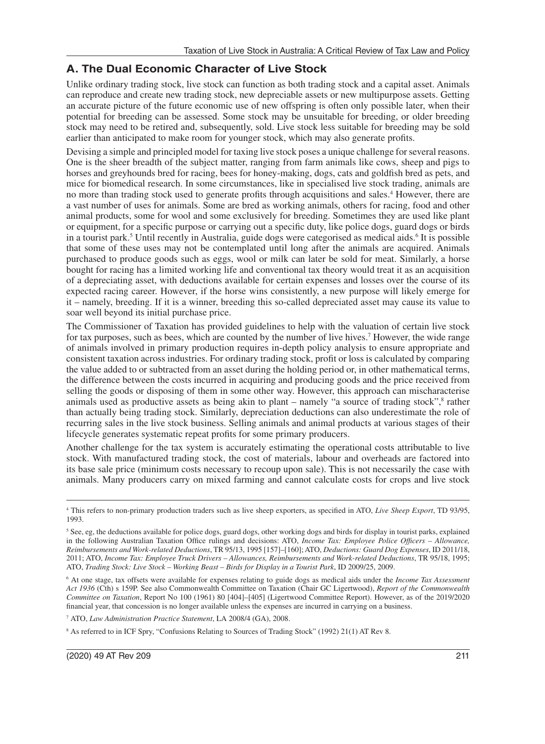## A. The Dual Economic Character of Live Stock

Unlike ordinary trading stock, live stock can function as both trading stock and a capital asset. Animals can reproduce and create new trading stock, new depreciable assets or new multipurpose assets. Getting an accurate picture of the future economic use of new offspring is often only possible later, when their potential for breeding can be assessed. Some stock may be unsuitable for breeding, or older breeding stock may need to be retired and, subsequently, sold. Live stock less suitable for breeding may be sold earlier than anticipated to make room for younger stock, which may also generate profits.

Devising a simple and principled model for taxing live stock poses a unique challenge for several reasons. One is the sheer breadth of the subject matter, ranging from farm animals like cows, sheep and pigs to horses and greyhounds bred for racing, bees for honey-making, dogs, cats and goldfish bred as pets, and mice for biomedical research. In some circumstances, like in specialised live stock trading, animals are no more than trading stock used to generate profits through acquisitions and sales.[4] However, there are a vast number of uses for animals. Some are bred as working animals, others for racing, food and other animal products, some for wool and some exclusively for breeding. Sometimes they are used like plant or equipment, for a specific purpose or carrying out a specific duty, like police dogs, guard dogs or birds in a tourist park.[5] Until recently in Australia, guide dogs were categorised as medical aids.[6] It is possible that some of these uses may not be contemplated until long after the animals are acquired. Animals purchased to produce goods such as eggs, wool or milk can later be sold for meat. Similarly, a horse bought for racing has a limited working life and conventional tax theory would treat it as an acquisition of a depreciating asset, with deductions available for certain expenses and losses over the course of its expected racing career. However, if the horse wins consistently, a new purpose will likely emerge for it – namely, breeding. If it is a winner, breeding this so-called depreciated asset may cause its value to soar well beyond its initial purchase price.

The Commissioner of Taxation has provided guidelines to help with the valuation of certain live stock for tax purposes, such as bees, which are counted by the number of live hives.[7] However, the wide range of animals involved in primary production requires in-depth policy analysis to ensure appropriate and consistent taxation across industries. For ordinary trading stock, profit or loss is calculated by comparing the value added to or subtracted from an asset during the holding period or, in other mathematical terms, the difference between the costs incurred in acquiring and producing goods and the price received from selling the goods or disposing of them in some other way. However, this approach can mischaracterise animals used as productive assets as being akin to plant – namely "a source of trading stock",[8] rather than actually being trading stock. Similarly, depreciation deductions can also underestimate the role of recurring sales in the live stock business. Selling animals and animal products at various stages of their lifecycle generates systematic repeat profits for some primary producers.

Another challenge for the tax system is accurately estimating the operational costs attributable to live stock. With manufactured trading stock, the cost of materials, labour and overheads are factored into its base sale price (minimum costs necessary to recoup upon sale). This is not necessarily the case with animals. Many producers carry on mixed farming and cannot calculate costs for crops and live stock

---

[4] This refers to non-primary production traders such as live sheep exporters, as specified in ATO, *Live Sheep Export*, TD 93/95, 1993.

[5] See, eg, the deductions available for police dogs, guard dogs, other working dogs and birds for display in tourist parks, explained in the following Australian Taxation Office rulings and decisions: ATO, *Income Tax: Employee Police Officers – Allowance, Reimbursements and Work-related Deductions*, TR 95/13, 1995 [157]–[160]; ATO, *Deductions: Guard Dog Expenses*, ID 2011/18, 2011; ATO, *Income Tax: Employee Truck Drivers – Allowances, Reimbursements and Work-related Deductions*, TR 95/18, 1995; ATO, *Trading Stock: Live Stock – Working Beast – Birds for Display in a Tourist Park*, ID 2009/25, 2009.

[6] At one stage, tax offsets were available for expenses relating to guide dogs as medical aids under the *Income Tax Assessment Act 1936* (Cth) s 159P. See also Commonwealth Committee on Taxation (Chair GC Ligertwood), *Report of the Commonwealth Committee on Taxation*, Report No 100 (1961) 80 [404]–[405] (Ligertwood Committee Report). However, as of the 2019/2020 financial year, that concession is no longer available unless the expenses are incurred in carrying on a business.

[7] ATO, *Law Administration Practice Statement*, LA 2008/4 (GA), 2008.

[8] As referred to in ICF Spry, "Confusions Relating to Sources of Trading Stock" (1992) 21(1) AT Rev 8.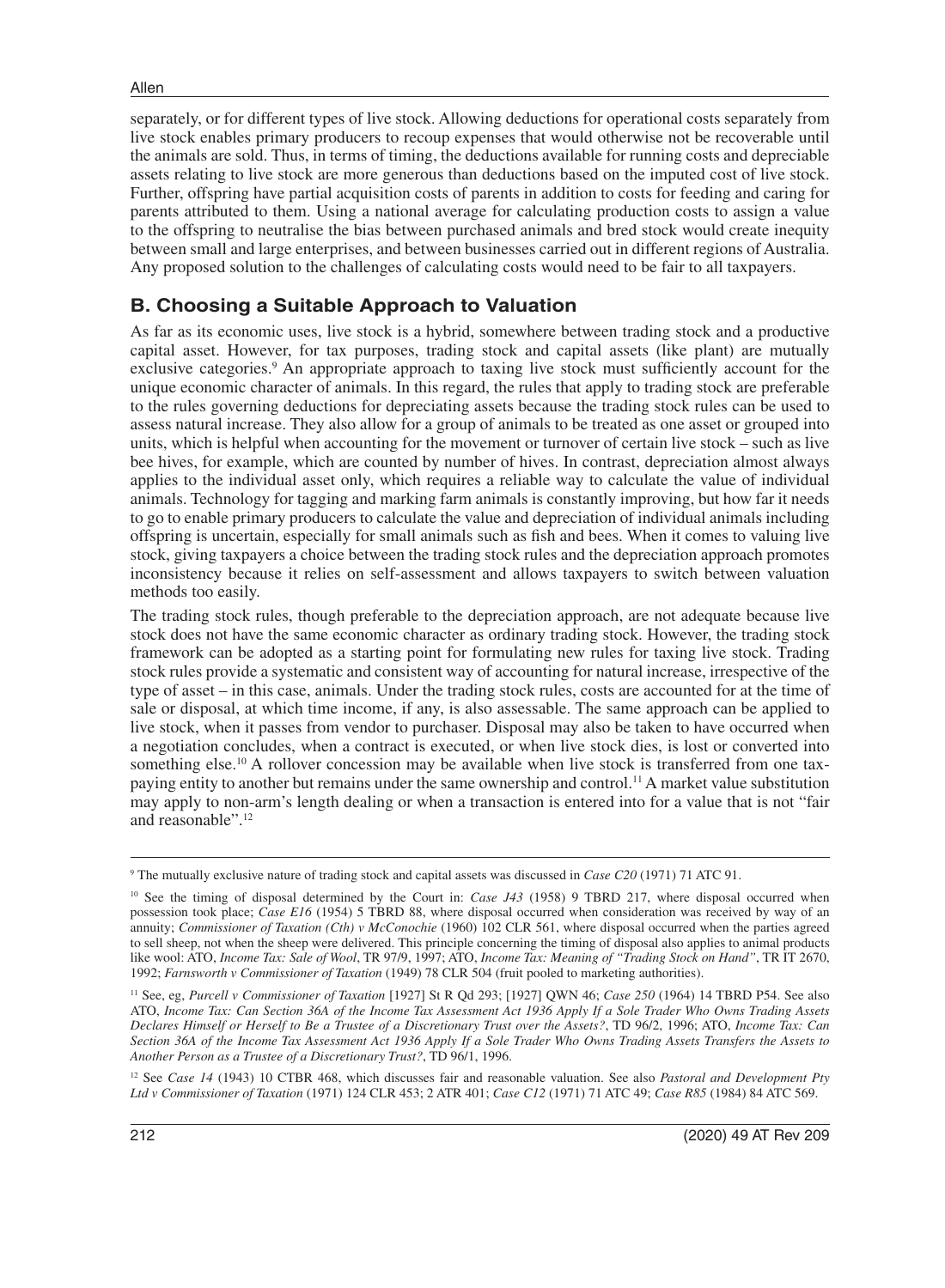separately, or for different types of live stock. Allowing deductions for operational costs separately from live stock enables primary producers to recoup expenses that would otherwise not be recoverable until the animals are sold. Thus, in terms of timing, the deductions available for running costs and depreciable assets relating to live stock are more generous than deductions based on the imputed cost of live stock. Further, offspring have partial acquisition costs of parents in addition to costs for feeding and caring for parents attributed to them. Using a national average for calculating production costs to assign a value to the offspring to neutralise the bias between purchased animals and bred stock would create inequity between small and large enterprises, and between businesses carried out in different regions of Australia. Any proposed solution to the challenges of calculating costs would need to be fair to all taxpayers.

## B. Choosing a Suitable Approach to Valuation

As far as its economic uses, live stock is a hybrid, somewhere between trading stock and a productive capital asset. However, for tax purposes, trading stock and capital assets (like plant) are mutually exclusive categories.[9] An appropriate approach to taxing live stock must sufficiently account for the unique economic character of animals. In this regard, the rules that apply to trading stock are preferable to the rules governing deductions for depreciating assets because the trading stock rules can be used to assess natural increase. They also allow for a group of animals to be treated as one asset or grouped into units, which is helpful when accounting for the movement or turnover of certain live stock – such as live bee hives, for example, which are counted by number of hives. In contrast, depreciation almost always applies to the individual asset only, which requires a reliable way to calculate the value of individual animals. Technology for tagging and marking farm animals is constantly improving, but how far it needs to go to enable primary producers to calculate the value and depreciation of individual animals including offspring is uncertain, especially for small animals such as fish and bees. When it comes to valuing live stock, giving taxpayers a choice between the trading stock rules and the depreciation approach promotes inconsistency because it relies on self-assessment and allows taxpayers to switch between valuation methods too easily.

The trading stock rules, though preferable to the depreciation approach, are not adequate because live stock does not have the same economic character as ordinary trading stock. However, the trading stock framework can be adopted as a starting point for formulating new rules for taxing live stock. Trading stock rules provide a systematic and consistent way of accounting for natural increase, irrespective of the type of asset – in this case, animals. Under the trading stock rules, costs are accounted for at the time of sale or disposal, at which time income, if any, is also assessable. The same approach can be applied to live stock, when it passes from vendor to purchaser. Disposal may also be taken to have occurred when a negotiation concludes, when a contract is executed, or when live stock dies, is lost or converted into something else.[10] A rollover concession may be available when live stock is transferred from one tax-paying entity to another but remains under the same ownership and control.[11] A market value substitution may apply to non-arm's length dealing or when a transaction is entered into for a value that is not "fair and reasonable".[12]

---

[9] The mutually exclusive nature of trading stock and capital assets was discussed in *Case C20* (1971) 71 ATC 91.

[10] See the timing of disposal determined by the Court in: *Case J43* (1958) 9 TBRD 217, where disposal occurred when possession took place; *Case E16* (1954) 5 TBRD 88, where disposal occurred when consideration was received by way of an annuity; *Commissioner of Taxation (Cth) v McConochie* (1960) 102 CLR 561, where disposal occurred when the parties agreed to sell sheep, not when the sheep were delivered. This principle concerning the timing of disposal also applies to animal products like wool: ATO, *Income Tax: Sale of Wool*, TR 97/9, 1997; ATO, *Income Tax: Meaning of "Trading Stock on Hand"*, TR IT 2670, 1992; *Farnsworth v Commissioner of Taxation* (1949) 78 CLR 504 (fruit pooled to marketing authorities).

[11] See, eg, *Purcell v Commissioner of Taxation* [1927] St R Qd 293; [1927] QWN 46; *Case 250* (1964) 14 TBRD P54. See also ATO, *Income Tax: Can Section 36A of the Income Tax Assessment Act 1936 Apply If a Sole Trader Who Owns Trading Assets Declares Himself or Herself to Be a Trustee of a Discretionary Trust over the Assets?*, TD 96/2, 1996; ATO, *Income Tax: Can Section 36A of the Income Tax Assessment Act 1936 Apply If a Sole Trader Who Owns Trading Assets Transfers the Assets to Another Person as a Trustee of a Discretionary Trust?*, TD 96/1, 1996.

[12] See *Case 14* (1943) 10 CTBR 468, which discusses fair and reasonable valuation. See also *Pastoral and Development Pty Ltd v Commissioner of Taxation* (1971) 124 CLR 453; 2 ATR 401; *Case C12* (1971) 71 ATC 49; *Case R85* (1984) 84 ATC 569.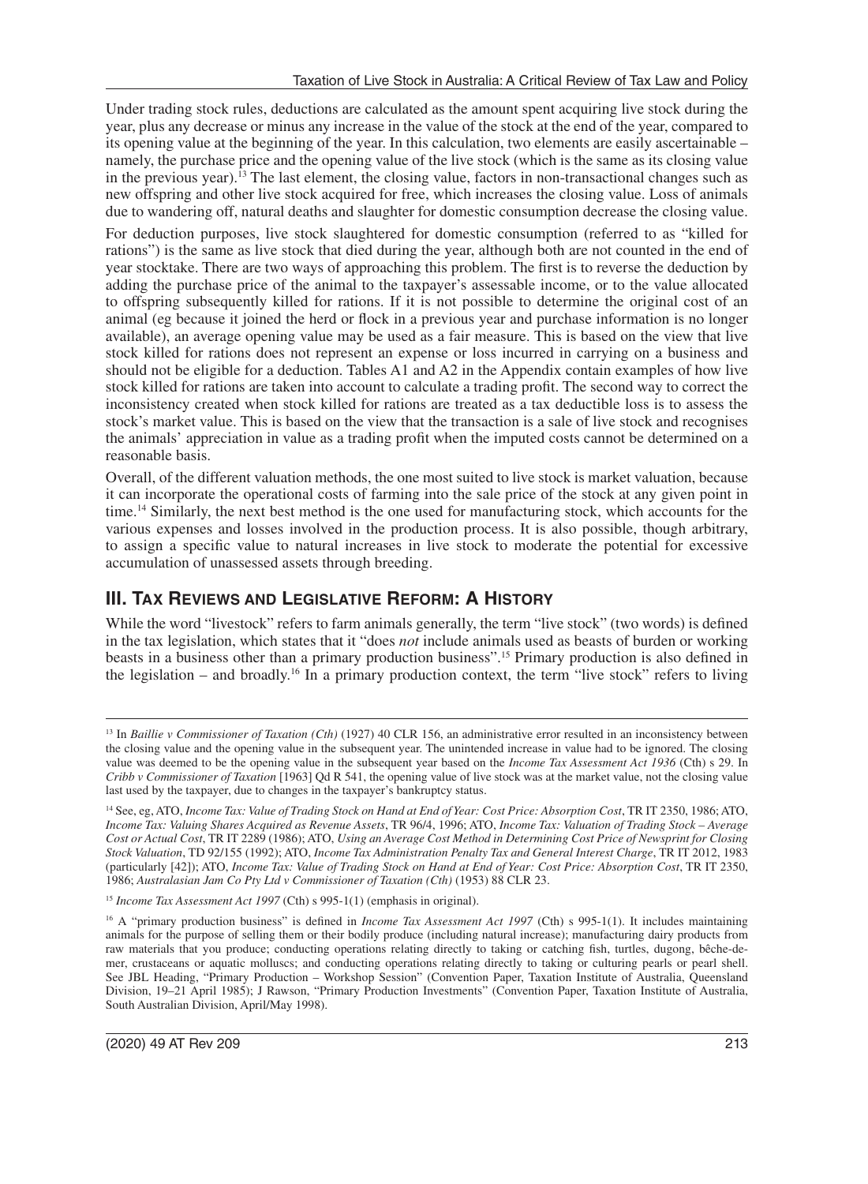Under trading stock rules, deductions are calculated as the amount spent acquiring live stock during the year, plus any decrease or minus any increase in the value of the stock at the end of the year, compared to its opening value at the beginning of the year. In this calculation, two elements are easily ascertainable – namely, the purchase price and the opening value of the live stock (which is the same as its closing value in the previous year).[13] The last element, the closing value, factors in non-transactional changes such as new offspring and other live stock acquired for free, which increases the closing value. Loss of animals due to wandering off, natural deaths and slaughter for domestic consumption decrease the closing value.

For deduction purposes, live stock slaughtered for domestic consumption (referred to as "killed for rations") is the same as live stock that died during the year, although both are not counted in the end of year stocktake. There are two ways of approaching this problem. The first is to reverse the deduction by adding the purchase price of the animal to the taxpayer's assessable income, or to the value allocated to offspring subsequently killed for rations. If it is not possible to determine the original cost of an animal (eg because it joined the herd or flock in a previous year and purchase information is no longer available), an average opening value may be used as a fair measure. This is based on the view that live stock killed for rations does not represent an expense or loss incurred in carrying on a business and should not be eligible for a deduction. Tables A1 and A2 in the Appendix contain examples of how live stock killed for rations are taken into account to calculate a trading profit. The second way to correct the inconsistency created when stock killed for rations are treated as a tax deductible loss is to assess the stock's market value. This is based on the view that the transaction is a sale of live stock and recognises the animals' appreciation in value as a trading profit when the imputed costs cannot be determined on a reasonable basis.

Overall, of the different valuation methods, the one most suited to live stock is market valuation, because it can incorporate the operational costs of farming into the sale price of the stock at any given point in time.[14] Similarly, the next best method is the one used for manufacturing stock, which accounts for the various expenses and losses involved in the production process. It is also possible, though arbitrary, to assign a specific value to natural increases in live stock to moderate the potential for excessive accumulation of unassessed assets through breeding.

## III. Tax Reviews and Legislative Reform: A History

While the word "livestock" refers to farm animals generally, the term "live stock" (two words) is defined in the tax legislation, which states that it "does *not* include animals used as beasts of burden or working beasts in a business other than a primary production business".[15] Primary production is also defined in the legislation – and broadly.[16] In a primary production context, the term "live stock" refers to living

---

[13] In *Baillie v Commissioner of Taxation (Cth)* (1927) 40 CLR 156, an administrative error resulted in an inconsistency between the closing value and the opening value in the subsequent year. The unintended increase in value had to be ignored. The closing value was deemed to be the opening value in the subsequent year based on the *Income Tax Assessment Act 1936* (Cth) s 29. In *Cribb v Commissioner of Taxation* [1963] Qd R 541, the opening value of live stock was at the market value, not the closing value last used by the taxpayer, due to changes in the taxpayer's bankruptcy status.

[14] See, eg, ATO, *Income Tax: Value of Trading Stock on Hand at End of Year: Cost Price: Absorption Cost*, TR IT 2350, 1986; ATO, *Income Tax: Valuing Shares Acquired as Revenue Assets*, TR 96/4, 1996; ATO, *Income Tax: Valuation of Trading Stock – Average Cost or Actual Cost*, TR IT 2289 (1986); ATO, *Using an Average Cost Method in Determining Cost Price of Newsprint for Closing Stock Valuation*, TD 92/155 (1992); ATO, *Income Tax Administration Penalty Tax and General Interest Charge*, TR IT 2012, 1983 (particularly [42]); ATO, *Income Tax: Value of Trading Stock on Hand at End of Year: Cost Price: Absorption Cost*, TR IT 2350, 1986; *Australasian Jam Co Pty Ltd v Commissioner of Taxation (Cth)* (1953) 88 CLR 23.

[15] *Income Tax Assessment Act 1997* (Cth) s 995-1(1) (emphasis in original).

[16] A "primary production business" is defined in *Income Tax Assessment Act 1997* (Cth) s 995-1(1). It includes maintaining animals for the purpose of selling them or their bodily produce (including natural increase); manufacturing dairy products from raw materials that you produce; conducting operations relating directly to taking or catching fish, turtles, dugong, bêche-de-mer, crustaceans or aquatic molluscs; and conducting operations relating directly to taking or culturing pearls or pearl shell. See JBL Heading, "Primary Production – Workshop Session" (Convention Paper, Taxation Institute of Australia, Queensland Division, 19–21 April 1985); J Rawson, "Primary Production Investments" (Convention Paper, Taxation Institute of Australia, South Australian Division, April/May 1998).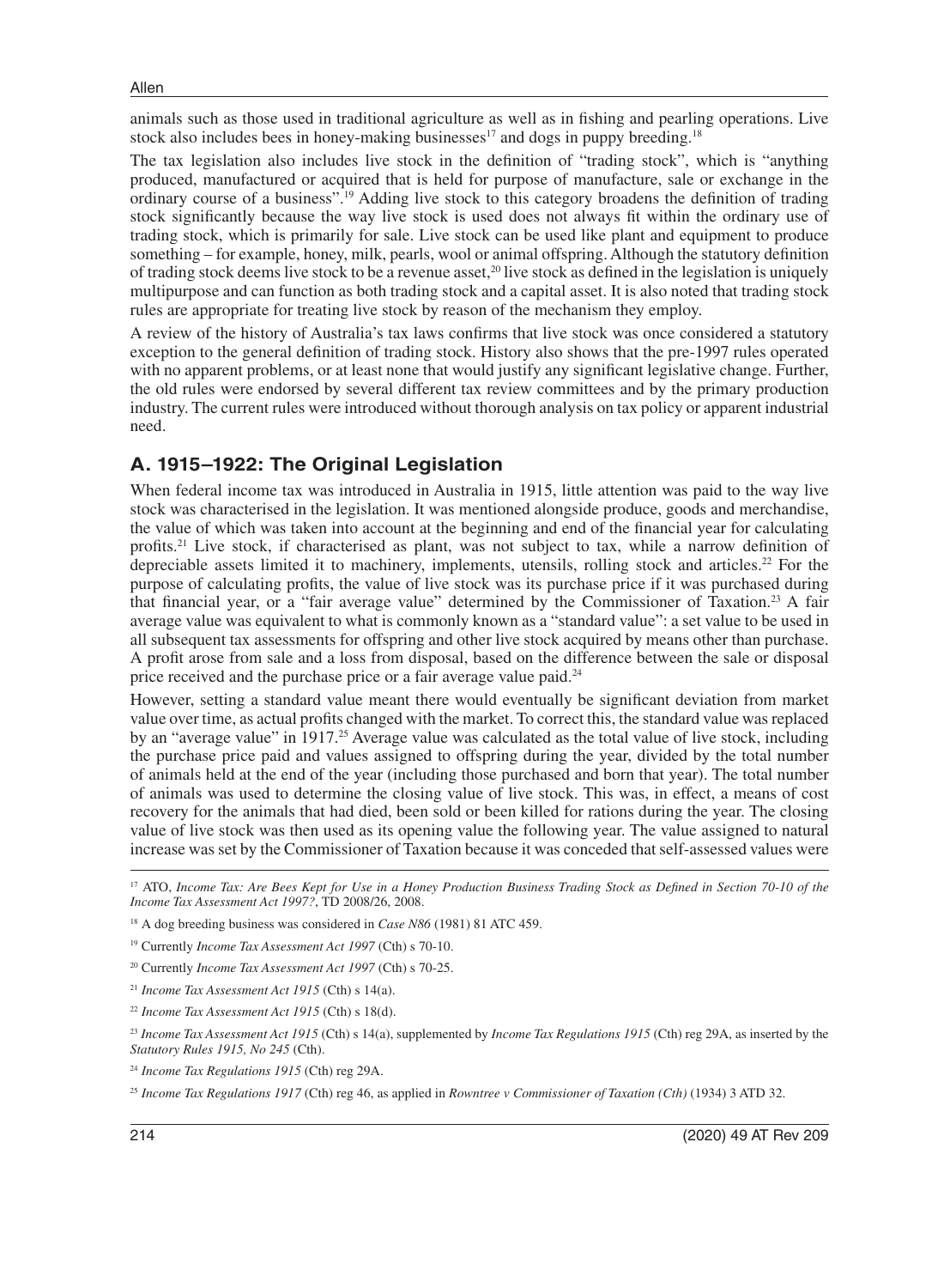animals such as those used in traditional agriculture as well as in fishing and pearling operations. Live stock also includes bees in honey-making businesses[17] and dogs in puppy breeding.[18]

The tax legislation also includes live stock in the definition of "trading stock", which is "anything produced, manufactured or acquired that is held for purpose of manufacture, sale or exchange in the ordinary course of a business".[19] Adding live stock to this category broadens the definition of trading stock significantly because the way live stock is used does not always fit within the ordinary use of trading stock, which is primarily for sale. Live stock can be used like plant and equipment to produce something – for example, honey, milk, pearls, wool or animal offspring. Although the statutory definition of trading stock deems live stock to be a revenue asset,[20] live stock as defined in the legislation is uniquely multipurpose and can function as both trading stock and a capital asset. It is also noted that trading stock rules are appropriate for treating live stock by reason of the mechanism they employ.

A review of the history of Australia's tax laws confirms that live stock was once considered a statutory exception to the general definition of trading stock. History also shows that the pre-1997 rules operated with no apparent problems, or at least none that would justify any significant legislative change. Further, the old rules were endorsed by several different tax review committees and by the primary production industry. The current rules were introduced without thorough analysis on tax policy or apparent industrial need.

## A. 1915–1922: The Original Legislation

When federal income tax was introduced in Australia in 1915, little attention was paid to the way live stock was characterised in the legislation. It was mentioned alongside produce, goods and merchandise, the value of which was taken into account at the beginning and end of the financial year for calculating profits.[21] Live stock, if characterised as plant, was not subject to tax, while a narrow definition of depreciable assets limited it to machinery, implements, utensils, rolling stock and articles.[22] For the purpose of calculating profits, the value of live stock was its purchase price if it was purchased during that financial year, or a "fair average value" determined by the Commissioner of Taxation.[23] A fair average value was equivalent to what is commonly known as a "standard value": a set value to be used in all subsequent tax assessments for offspring and other live stock acquired by means other than purchase. A profit arose from sale and a loss from disposal, based on the difference between the sale or disposal price received and the purchase price or a fair average value paid.[24]

However, setting a standard value meant there would eventually be significant deviation from market value over time, as actual profits changed with the market. To correct this, the standard value was replaced by an "average value" in 1917.[25] Average value was calculated as the total value of live stock, including the purchase price paid and values assigned to offspring during the year, divided by the total number of animals held at the end of the year (including those purchased and born that year). The total number of animals was used to determine the closing value of live stock. This was, in effect, a means of cost recovery for the animals that had died, been sold or been killed for rations during the year. The closing value of live stock was then used as its opening value the following year. The value assigned to natural increase was set by the Commissioner of Taxation because it was conceded that self-assessed values were

---

[17] ATO, *Income Tax: Are Bees Kept for Use in a Honey Production Business Trading Stock as Defined in Section 70-10 of the Income Tax Assessment Act 1997?*, TD 2008/26, 2008.

[18] A dog breeding business was considered in *Case N86* (1981) 81 ATC 459.

[19] Currently *Income Tax Assessment Act 1997* (Cth) s 70-10.

[20] Currently *Income Tax Assessment Act 1997* (Cth) s 70-25.

[21] *Income Tax Assessment Act 1915* (Cth) s 14(a).

[22] *Income Tax Assessment Act 1915* (Cth) s 18(d).

[23] *Income Tax Assessment Act 1915* (Cth) s 14(a), supplemented by *Income Tax Regulations 1915* (Cth) reg 29A, as inserted by the *Statutory Rules 1915, No 245* (Cth).

[24] *Income Tax Regulations 1915* (Cth) reg 29A.

[25] *Income Tax Regulations 1917* (Cth) reg 46, as applied in *Rowntree v Commissioner of Taxation (Cth)* (1934) 3 ATD 32.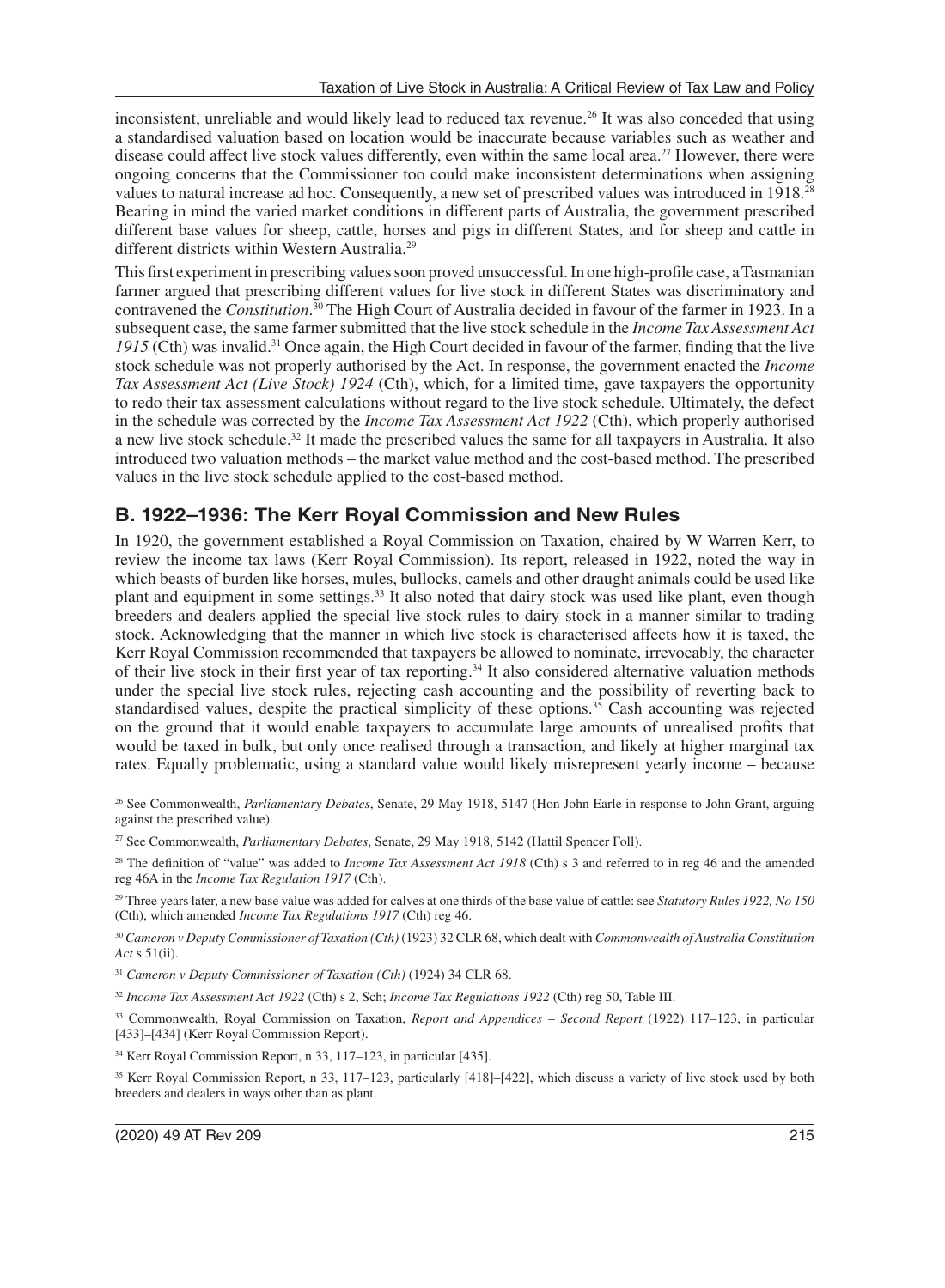inconsistent, unreliable and would likely lead to reduced tax revenue.[26] It was also conceded that using a standardised valuation based on location would be inaccurate because variables such as weather and disease could affect live stock values differently, even within the same local area.[27] However, there were ongoing concerns that the Commissioner too could make inconsistent determinations when assigning values to natural increase ad hoc. Consequently, a new set of prescribed values was introduced in 1918.[28] Bearing in mind the varied market conditions in different parts of Australia, the government prescribed different base values for sheep, cattle, horses and pigs in different States, and for sheep and cattle in different districts within Western Australia.[29]

This first experiment in prescribing values soon proved unsuccessful. In one high-profile case, a Tasmanian farmer argued that prescribing different values for live stock in different States was discriminatory and contravened the *Constitution*.[30] The High Court of Australia decided in favour of the farmer in 1923. In a subsequent case, the same farmer submitted that the live stock schedule in the *Income Tax Assessment Act 1915* (Cth) was invalid.[31] Once again, the High Court decided in favour of the farmer, finding that the live stock schedule was not properly authorised by the Act. In response, the government enacted the *Income Tax Assessment Act (Live Stock) 1924* (Cth), which, for a limited time, gave taxpayers the opportunity to redo their tax assessment calculations without regard to the live stock schedule. Ultimately, the defect in the schedule was corrected by the *Income Tax Assessment Act 1922* (Cth), which properly authorised a new live stock schedule.[32] It made the prescribed values the same for all taxpayers in Australia. It also introduced two valuation methods – the market value method and the cost-based method. The prescribed values in the live stock schedule applied to the cost-based method.

## B. 1922–1936: The Kerr Royal Commission and New Rules

In 1920, the government established a Royal Commission on Taxation, chaired by W Warren Kerr, to review the income tax laws (Kerr Royal Commission). Its report, released in 1922, noted the way in which beasts of burden like horses, mules, bullocks, camels and other draught animals could be used like plant and equipment in some settings.[33] It also noted that dairy stock was used like plant, even though breeders and dealers applied the special live stock rules to dairy stock in a manner similar to trading stock. Acknowledging that the manner in which live stock is characterised affects how it is taxed, the Kerr Royal Commission recommended that taxpayers be allowed to nominate, irrevocably, the character of their live stock in their first year of tax reporting.[34] It also considered alternative valuation methods under the special live stock rules, rejecting cash accounting and the possibility of reverting back to standardised values, despite the practical simplicity of these options.[35] Cash accounting was rejected on the ground that it would enable taxpayers to accumulate large amounts of unrealised profits that would be taxed in bulk, but only once realised through a transaction, and likely at higher marginal tax rates. Equally problematic, using a standard value would likely misrepresent yearly income – because

---

[26] See Commonwealth, *Parliamentary Debates*, Senate, 29 May 1918, 5147 (Hon John Earle in response to John Grant, arguing against the prescribed value).

[27] See Commonwealth, *Parliamentary Debates*, Senate, 29 May 1918, 5142 (Hattil Spencer Foll).

[28] The definition of "value" was added to *Income Tax Assessment Act 1918* (Cth) s 3 and referred to in reg 46 and the amended reg 46A in the *Income Tax Regulation 1917* (Cth).

[29] Three years later, a new base value was added for calves at one thirds of the base value of cattle: see *Statutory Rules 1922, No 150* (Cth), which amended *Income Tax Regulations 1917* (Cth) reg 46.

[30] *Cameron v Deputy Commissioner of Taxation (Cth)* (1923) 32 CLR 68, which dealt with *Commonwealth of Australia Constitution Act* s 51(ii).

[31] *Cameron v Deputy Commissioner of Taxation (Cth)* (1924) 34 CLR 68.

[32] *Income Tax Assessment Act 1922* (Cth) s 2, Sch; *Income Tax Regulations 1922* (Cth) reg 50, Table III.

[33] Commonwealth, Royal Commission on Taxation, *Report and Appendices – Second Report* (1922) 117–123, in particular [433]–[434] (Kerr Royal Commission Report).

[34] Kerr Royal Commission Report, n 33, 117–123, in particular [435].

[35] Kerr Royal Commission Report, n 33, 117–123, particularly [418]–[422], which discuss a variety of live stock used by both breeders and dealers in ways other than as plant.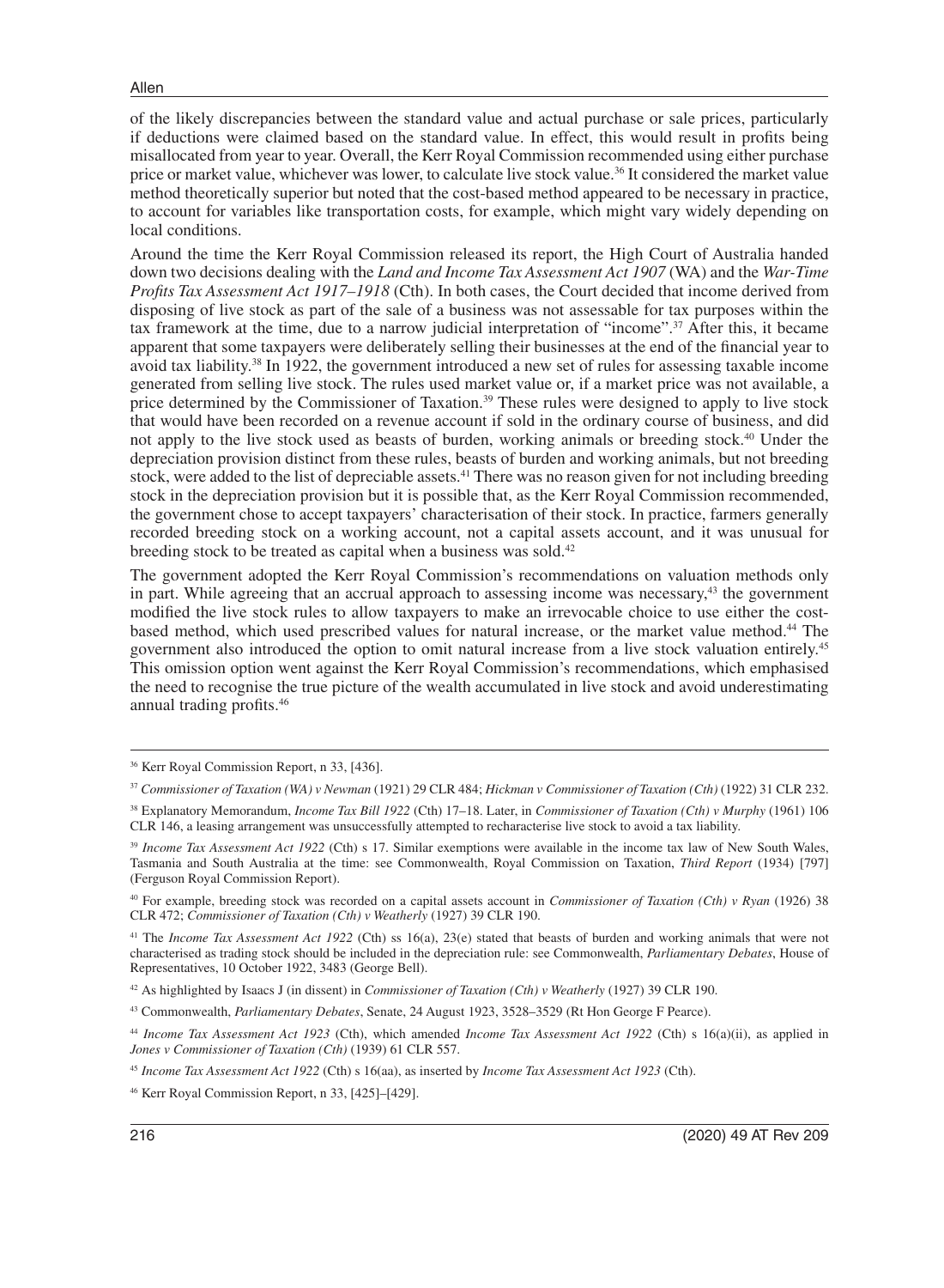of the likely discrepancies between the standard value and actual purchase or sale prices, particularly if deductions were claimed based on the standard value. In effect, this would result in profits being misallocated from year to year. Overall, the Kerr Royal Commission recommended using either purchase price or market value, whichever was lower, to calculate live stock value.[36] It considered the market value method theoretically superior but noted that the cost-based method appeared to be necessary in practice, to account for variables like transportation costs, for example, which might vary widely depending on local conditions.

Around the time the Kerr Royal Commission released its report, the High Court of Australia handed down two decisions dealing with the *Land and Income Tax Assessment Act 1907* (WA) and the *War-Time Profits Tax Assessment Act 1917–1918* (Cth). In both cases, the Court decided that income derived from disposing of live stock as part of the sale of a business was not assessable for tax purposes within the tax framework at the time, due to a narrow judicial interpretation of "income".[37] After this, it became apparent that some taxpayers were deliberately selling their businesses at the end of the financial year to avoid tax liability.[38] In 1922, the government introduced a new set of rules for assessing taxable income generated from selling live stock. The rules used market value or, if a market price was not available, a price determined by the Commissioner of Taxation.[39] These rules were designed to apply to live stock that would have been recorded on a revenue account if sold in the ordinary course of business, and did not apply to the live stock used as beasts of burden, working animals or breeding stock.[40] Under the depreciation provision distinct from these rules, beasts of burden and working animals, but not breeding stock, were added to the list of depreciable assets.[41] There was no reason given for not including breeding stock in the depreciation provision but it is possible that, as the Kerr Royal Commission recommended, the government chose to accept taxpayers' characterisation of their stock. In practice, farmers generally recorded breeding stock on a working account, not a capital assets account, and it was unusual for breeding stock to be treated as capital when a business was sold.[42]

The government adopted the Kerr Royal Commission's recommendations on valuation methods only in part. While agreeing that an accrual approach to assessing income was necessary,[43] the government modified the live stock rules to allow taxpayers to make an irrevocable choice to use either the cost-based method, which used prescribed values for natural increase, or the market value method.[44] The government also introduced the option to omit natural increase from a live stock valuation entirely.[45] This omission option went against the Kerr Royal Commission's recommendations, which emphasised the need to recognise the true picture of the wealth accumulated in live stock and avoid underestimating annual trading profits.[46]

---

[36] Kerr Royal Commission Report, n 33, [436].

[37] *Commissioner of Taxation (WA) v Newman* (1921) 29 CLR 484; *Hickman v Commissioner of Taxation (Cth)* (1922) 31 CLR 232.

[38] Explanatory Memorandum, *Income Tax Bill 1922* (Cth) 17–18. Later, in *Commissioner of Taxation (Cth) v Murphy* (1961) 106 CLR 146, a leasing arrangement was unsuccessfully attempted to recharacterise live stock to avoid a tax liability.

[39] *Income Tax Assessment Act 1922* (Cth) s 17. Similar exemptions were available in the income tax law of New South Wales, Tasmania and South Australia at the time: see Commonwealth, Royal Commission on Taxation, *Third Report* (1934) [797] (Ferguson Royal Commission Report).

[40] For example, breeding stock was recorded on a capital assets account in *Commissioner of Taxation (Cth) v Ryan* (1926) 38 CLR 472; *Commissioner of Taxation (Cth) v Weatherly* (1927) 39 CLR 190.

[41] The *Income Tax Assessment Act 1922* (Cth) ss 16(a), 23(e) stated that beasts of burden and working animals that were not characterised as trading stock should be included in the depreciation rule: see Commonwealth, *Parliamentary Debates*, House of Representatives, 10 October 1922, 3483 (George Bell).

[42] As highlighted by Isaacs J (in dissent) in *Commissioner of Taxation (Cth) v Weatherly* (1927) 39 CLR 190.

[43] Commonwealth, *Parliamentary Debates*, Senate, 24 August 1923, 3528–3529 (Rt Hon George F Pearce).

[44] *Income Tax Assessment Act 1923* (Cth), which amended *Income Tax Assessment Act 1922* (Cth) s 16(a)(ii), as applied in *Jones v Commissioner of Taxation (Cth)* (1939) 61 CLR 557.

[45] *Income Tax Assessment Act 1922* (Cth) s 16(aa), as inserted by *Income Tax Assessment Act 1923* (Cth).

[46] Kerr Royal Commission Report, n 33, [425]–[429].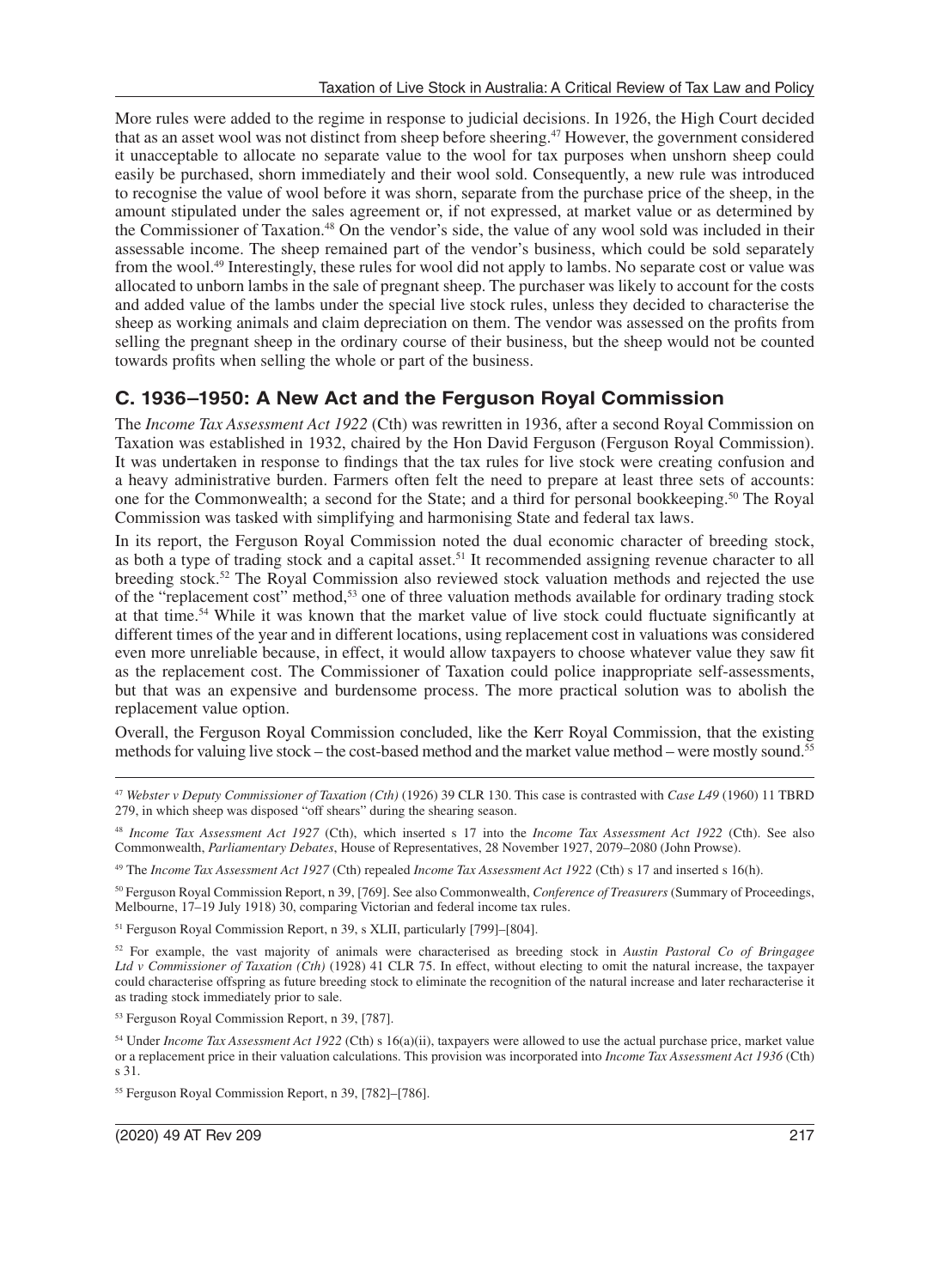More rules were added to the regime in response to judicial decisions. In 1926, the High Court decided that as an asset wool was not distinct from sheep before sheering.[47] However, the government considered it unacceptable to allocate no separate value to the wool for tax purposes when unshorn sheep could easily be purchased, shorn immediately and their wool sold. Consequently, a new rule was introduced to recognise the value of wool before it was shorn, separate from the purchase price of the sheep, in the amount stipulated under the sales agreement or, if not expressed, at market value or as determined by the Commissioner of Taxation.[48] On the vendor's side, the value of any wool sold was included in their assessable income. The sheep remained part of the vendor's business, which could be sold separately from the wool.[49] Interestingly, these rules for wool did not apply to lambs. No separate cost or value was allocated to unborn lambs in the sale of pregnant sheep. The purchaser was likely to account for the costs and added value of the lambs under the special live stock rules, unless they decided to characterise the sheep as working animals and claim depreciation on them. The vendor was assessed on the profits from selling the pregnant sheep in the ordinary course of their business, but the sheep would not be counted towards profits when selling the whole or part of the business.

## C. 1936–1950: A New Act and the Ferguson Royal Commission

The *Income Tax Assessment Act 1922* (Cth) was rewritten in 1936, after a second Royal Commission on Taxation was established in 1932, chaired by the Hon David Ferguson (Ferguson Royal Commission). It was undertaken in response to findings that the tax rules for live stock were creating confusion and a heavy administrative burden. Farmers often felt the need to prepare at least three sets of accounts: one for the Commonwealth; a second for the State; and a third for personal bookkeeping.[50] The Royal Commission was tasked with simplifying and harmonising State and federal tax laws.

In its report, the Ferguson Royal Commission noted the dual economic character of breeding stock, as both a type of trading stock and a capital asset.[51] It recommended assigning revenue character to all breeding stock.[52] The Royal Commission also reviewed stock valuation methods and rejected the use of the "replacement cost" method,[53] one of three valuation methods available for ordinary trading stock at that time.[54] While it was known that the market value of live stock could fluctuate significantly at different times of the year and in different locations, using replacement cost in valuations was considered even more unreliable because, in effect, it would allow taxpayers to choose whatever value they saw fit as the replacement cost. The Commissioner of Taxation could police inappropriate self-assessments, but that was an expensive and burdensome process. The more practical solution was to abolish the replacement value option.

Overall, the Ferguson Royal Commission concluded, like the Kerr Royal Commission, that the existing methods for valuing live stock – the cost-based method and the market value method – were mostly sound.[55]

---

[47] *Webster v Deputy Commissioner of Taxation (Cth)* (1926) 39 CLR 130. This case is contrasted with *Case L49* (1960) 11 TBRD 279, in which sheep was disposed "off shears" during the shearing season.

[48] *Income Tax Assessment Act 1927* (Cth), which inserted s 17 into the *Income Tax Assessment Act 1922* (Cth). See also Commonwealth, *Parliamentary Debates*, House of Representatives, 28 November 1927, 2079–2080 (John Prowse).

[49] The *Income Tax Assessment Act 1927* (Cth) repealed *Income Tax Assessment Act 1922* (Cth) s 17 and inserted s 16(h).

[50] Ferguson Royal Commission Report, n 39, [769]. See also Commonwealth, *Conference of Treasurers* (Summary of Proceedings, Melbourne, 17–19 July 1918) 30, comparing Victorian and federal income tax rules.

[51] Ferguson Royal Commission Report, n 39, s XLII, particularly [799]–[804].

[52] For example, the vast majority of animals were characterised as breeding stock in *Austin Pastoral Co of Bringagee Ltd v Commissioner of Taxation (Cth)* (1928) 41 CLR 75. In effect, without electing to omit the natural increase, the taxpayer could characterise offspring as future breeding stock to eliminate the recognition of the natural increase and later recharacterise it as trading stock immediately prior to sale.

[53] Ferguson Royal Commission Report, n 39, [787].

[54] Under *Income Tax Assessment Act 1922* (Cth) s 16(a)(ii), taxpayers were allowed to use the actual purchase price, market value or a replacement price in their valuation calculations. This provision was incorporated into *Income Tax Assessment Act 1936* (Cth) s 31.

[55] Ferguson Royal Commission Report, n 39, [782]–[786].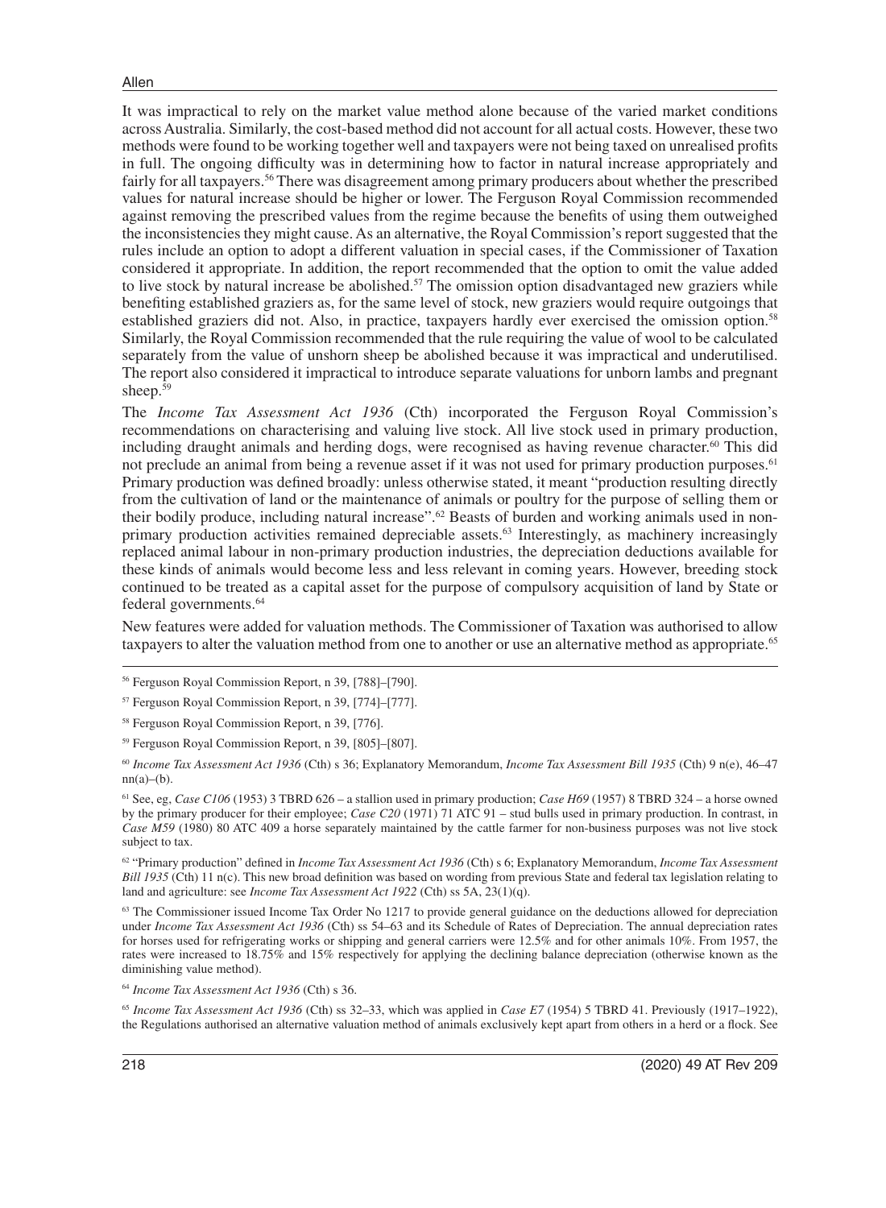It was impractical to rely on the market value method alone because of the varied market conditions across Australia. Similarly, the cost-based method did not account for all actual costs. However, these two methods were found to be working together well and taxpayers were not being taxed on unrealised profits in full. The ongoing difficulty was in determining how to factor in natural increase appropriately and fairly for all taxpayers.[56] There was disagreement among primary producers about whether the prescribed values for natural increase should be higher or lower. The Ferguson Royal Commission recommended against removing the prescribed values from the regime because the benefits of using them outweighed the inconsistencies they might cause. As an alternative, the Royal Commission's report suggested that the rules include an option to adopt a different valuation in special cases, if the Commissioner of Taxation considered it appropriate. In addition, the report recommended that the option to omit the value added to live stock by natural increase be abolished.[57] The omission option disadvantaged new graziers while benefiting established graziers as, for the same level of stock, new graziers would require outgoings that established graziers did not. Also, in practice, taxpayers hardly ever exercised the omission option.[58] Similarly, the Royal Commission recommended that the rule requiring the value of wool to be calculated separately from the value of unshorn sheep be abolished because it was impractical and underutilised. The report also considered it impractical to introduce separate valuations for unborn lambs and pregnant sheep.[59]

The *Income Tax Assessment Act 1936* (Cth) incorporated the Ferguson Royal Commission's recommendations on characterising and valuing live stock. All live stock used in primary production, including draught animals and herding dogs, were recognised as having revenue character.[60] This did not preclude an animal from being a revenue asset if it was not used for primary production purposes.[61] Primary production was defined broadly: unless otherwise stated, it meant "production resulting directly from the cultivation of land or the maintenance of animals or poultry for the purpose of selling them or their bodily produce, including natural increase".[62] Beasts of burden and working animals used in non-primary production activities remained depreciable assets.[63] Interestingly, as machinery increasingly replaced animal labour in non-primary production industries, the depreciation deductions available for these kinds of animals would become less and less relevant in coming years. However, breeding stock continued to be treated as a capital asset for the purpose of compulsory acquisition of land by State or federal governments.[64]

New features were added for valuation methods. The Commissioner of Taxation was authorised to allow taxpayers to alter the valuation method from one to another or use an alternative method as appropriate.[65]

---

[56] Ferguson Royal Commission Report, n 39, [788]–[790].

[57] Ferguson Royal Commission Report, n 39, [774]–[777].

[58] Ferguson Royal Commission Report, n 39, [776].

[59] Ferguson Royal Commission Report, n 39, [805]–[807].

[60] *Income Tax Assessment Act 1936* (Cth) s 36; Explanatory Memorandum, *Income Tax Assessment Bill 1935* (Cth) 9 n(e), 46–47 nn(a)–(b).

[61] See, eg, *Case C106* (1953) 3 TBRD 626 – a stallion used in primary production; *Case H69* (1957) 8 TBRD 324 – a horse owned by the primary producer for their employee; *Case C20* (1971) 71 ATC 91 – stud bulls used in primary production. In contrast, in *Case M59* (1980) 80 ATC 409 a horse separately maintained by the cattle farmer for non-business purposes was not live stock subject to tax.

[62] "Primary production" defined in *Income Tax Assessment Act 1936* (Cth) s 6; Explanatory Memorandum, *Income Tax Assessment Bill 1935* (Cth) 11 n(c). This new broad definition was based on wording from previous State and federal tax legislation relating to land and agriculture: see *Income Tax Assessment Act 1922* (Cth) ss 5A, 23(1)(q).

[63] The Commissioner issued Income Tax Order No 1217 to provide general guidance on the deductions allowed for depreciation under *Income Tax Assessment Act 1936* (Cth) ss 54–63 and its Schedule of Rates of Depreciation. The annual depreciation rates for horses used for refrigerating works or shipping and general carriers were 12.5% and for other animals 10%. From 1957, the rates were increased to 18.75% and 15% respectively for applying the declining balance depreciation (otherwise known as the diminishing value method).

[64] *Income Tax Assessment Act 1936* (Cth) s 36.

[65] *Income Tax Assessment Act 1936* (Cth) ss 32–33, which was applied in *Case E7* (1954) 5 TBRD 41. Previously (1917–1922), the Regulations authorised an alternative valuation method of animals exclusively kept apart from others in a herd or a flock. See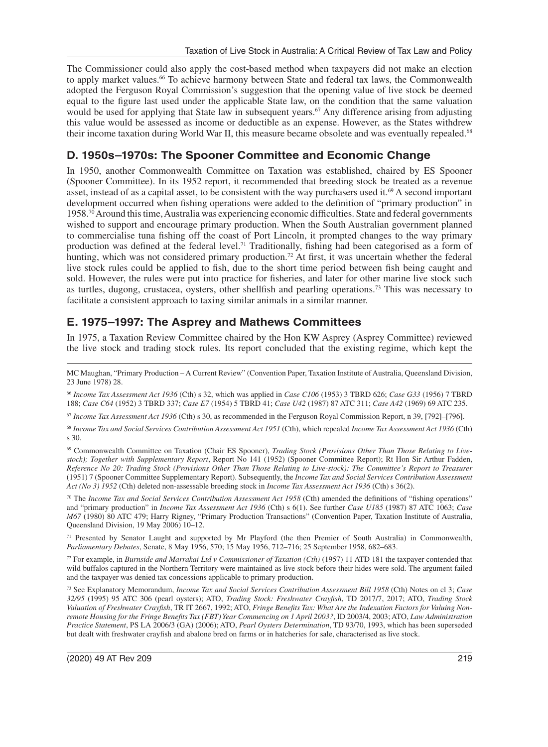The Commissioner could also apply the cost-based method when taxpayers did not make an election to apply market values.[66] To achieve harmony between State and federal tax laws, the Commonwealth adopted the Ferguson Royal Commission's suggestion that the opening value of live stock be deemed equal to the figure last used under the applicable State law, on the condition that the same valuation would be used for applying that State law in subsequent years.[67] Any difference arising from adjusting this value would be assessed as income or deductible as an expense. However, as the States withdrew their income taxation during World War II, this measure became obsolete and was eventually repealed.[68]

## D. 1950s–1970s: The Spooner Committee and Economic Change

In 1950, another Commonwealth Committee on Taxation was established, chaired by ES Spooner (Spooner Committee). In its 1952 report, it recommended that breeding stock be treated as a revenue asset, instead of as a capital asset, to be consistent with the way purchasers used it.[69] A second important development occurred when fishing operations were added to the definition of "primary production" in 1958.[70] Around this time, Australia was experiencing economic difficulties. State and federal governments wished to support and encourage primary production. When the South Australian government planned to commercialise tuna fishing off the coast of Port Lincoln, it prompted changes to the way primary production was defined at the federal level.[71] Traditionally, fishing had been categorised as a form of hunting, which was not considered primary production.[72] At first, it was uncertain whether the federal live stock rules could be applied to fish, due to the short time period between fish being caught and sold. However, the rules were put into practice for fisheries, and later for other marine live stock such as turtles, dugong, crustacea, oysters, other shellfish and pearling operations.[73] This was necessary to facilitate a consistent approach to taxing similar animals in a similar manner.

## E. 1975–1997: The Asprey and Mathews Committees

In 1975, a Taxation Review Committee chaired by the Hon KW Asprey (Asprey Committee) reviewed the live stock and trading stock rules. Its report concluded that the existing regime, which kept the

---

MC Maughan, "Primary Production – A Current Review" (Convention Paper, Taxation Institute of Australia, Queensland Division, 23 June 1978) 28.

[66] *Income Tax Assessment Act 1936* (Cth) s 32, which was applied in *Case C106* (1953) 3 TBRD 626; *Case G33* (1956) 7 TBRD 188; *Case C64* (1952) 3 TBRD 337; *Case E7* (1954) 5 TBRD 41; *Case U42* (1987) 87 ATC 311; *Case A42* (1969) 69 ATC 235.

[67] *Income Tax Assessment Act 1936* (Cth) s 30, as recommended in the Ferguson Royal Commission Report, n 39, [792]–[796].

[68] *Income Tax and Social Services Contribution Assessment Act 1951* (Cth), which repealed *Income Tax Assessment Act 1936* (Cth) s 30.

[69] Commonwealth Committee on Taxation (Chair ES Spooner), *Trading Stock (Provisions Other Than Those Relating to Live-stock); Together with Supplementary Report*, Report No 141 (1952) (Spooner Committee Report); Rt Hon Sir Arthur Fadden, *Reference No 20: Trading Stock (Provisions Other Than Those Relating to Live-stock): The Committee's Report to Treasurer* (1951) 7 (Spooner Committee Supplementary Report). Subsequently, the *Income Tax and Social Services Contribution Assessment Act (No 3) 1952* (Cth) deleted non-assessable breeding stock in *Income Tax Assessment Act 1936* (Cth) s 36(2).

[70] The *Income Tax and Social Services Contribution Assessment Act 1958* (Cth) amended the definitions of "fishing operations" and "primary production" in *Income Tax Assessment Act 1936* (Cth) s 6(1). See further *Case U185* (1987) 87 ATC 1063; *Case M67* (1980) 80 ATC 479; Harry Rigney, "Primary Production Transactions" (Convention Paper, Taxation Institute of Australia, Queensland Division, 19 May 2006) 10–12.

[71] Presented by Senator Laught and supported by Mr Playford (the then Premier of South Australia) in Commonwealth, *Parliamentary Debates*, Senate, 8 May 1956, 570; 15 May 1956, 712–716; 25 September 1958, 682–683.

[72] For example, in *Burnside and Marrakai Ltd v Commissioner of Taxation (Cth)* (1957) 11 ATD 181 the taxpayer contended that wild buffalos captured in the Northern Territory were maintained as live stock before their hides were sold. The argument failed and the taxpayer was denied tax concessions applicable to primary production.

[73] See Explanatory Memorandum, *Income Tax and Social Services Contribution Assessment Bill 1958* (Cth) Notes on cl 3; *Case 32/95* (1995) 95 ATC 306 (pearl oysters); ATO, *Trading Stock: Freshwater Crayfish*, TD 2017/7, 2017; ATO, *Trading Stock Valuation of Freshwater Crayfish*, TR IT 2667, 1992; ATO, *Fringe Benefits Tax: What Are the Indexation Factors for Valuing Non-remote Housing for the Fringe Benefits Tax (FBT) Year Commencing on 1 April 2003?*, ID 2003/4, 2003; ATO, *Law Administration Practice Statement*, PS LA 2006/3 (GA) (2006); ATO, *Pearl Oysters Determination*, TD 93/70, 1993, which has been superseded but dealt with freshwater crayfish and abalone bred on farms or in hatcheries for sale, characterised as live stock.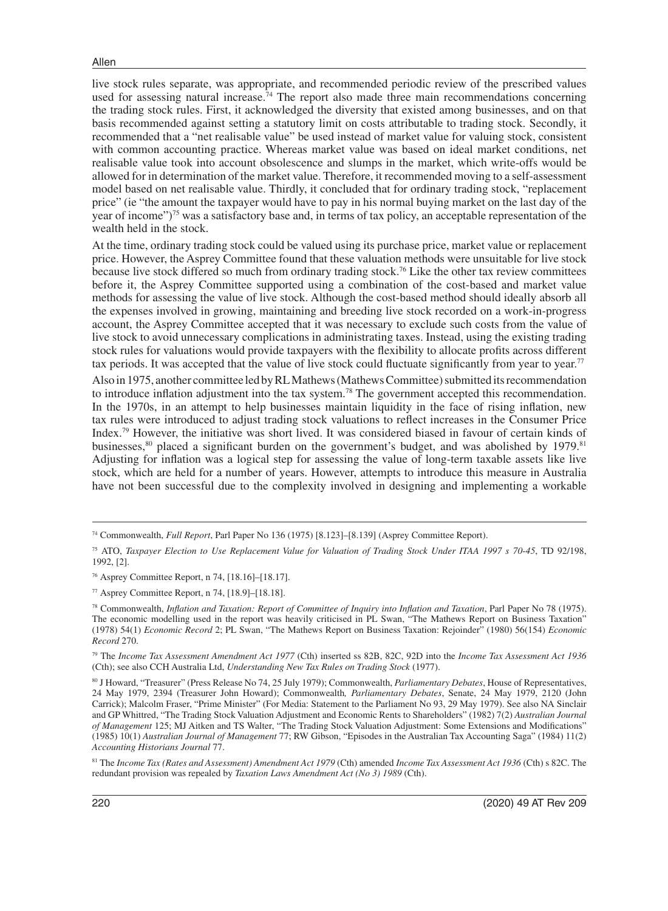live stock rules separate, was appropriate, and recommended periodic review of the prescribed values used for assessing natural increase.[74] The report also made three main recommendations concerning the trading stock rules. First, it acknowledged the diversity that existed among businesses, and on that basis recommended against setting a statutory limit on costs attributable to trading stock. Secondly, it recommended that a "net realisable value" be used instead of market value for valuing stock, consistent with common accounting practice. Whereas market value was based on ideal market conditions, net realisable value took into account obsolescence and slumps in the market, which write-offs would be allowed for in determination of the market value. Therefore, it recommended moving to a self-assessment model based on net realisable value. Thirdly, it concluded that for ordinary trading stock, "replacement price" (ie "the amount the taxpayer would have to pay in his normal buying market on the last day of the year of income")[75] was a satisfactory base and, in terms of tax policy, an acceptable representation of the wealth held in the stock.

At the time, ordinary trading stock could be valued using its purchase price, market value or replacement price. However, the Asprey Committee found that these valuation methods were unsuitable for live stock because live stock differed so much from ordinary trading stock.[76] Like the other tax review committees before it, the Asprey Committee supported using a combination of the cost-based and market value methods for assessing the value of live stock. Although the cost-based method should ideally absorb all the expenses involved in growing, maintaining and breeding live stock recorded on a work-in-progress account, the Asprey Committee accepted that it was necessary to exclude such costs from the value of live stock to avoid unnecessary complications in administrating taxes. Instead, using the existing trading stock rules for valuations would provide taxpayers with the flexibility to allocate profits across different tax periods. It was accepted that the value of live stock could fluctuate significantly from year to year.[77]

Also in 1975, another committee led by RL Mathews (Mathews Committee) submitted its recommendation to introduce inflation adjustment into the tax system.[78] The government accepted this recommendation. In the 1970s, in an attempt to help businesses maintain liquidity in the face of rising inflation, new tax rules were introduced to adjust trading stock valuations to reflect increases in the Consumer Price Index.[79] However, the initiative was short lived. It was considered biased in favour of certain kinds of businesses,[80] placed a significant burden on the government's budget, and was abolished by 1979.[81] Adjusting for inflation was a logical step for assessing the value of long-term taxable assets like live stock, which are held for a number of years. However, attempts to introduce this measure in Australia have not been successful due to the complexity involved in designing and implementing a workable

---

[74] Commonwealth, *Full Report*, Parl Paper No 136 (1975) [8.123]–[8.139] (Asprey Committee Report).

[75] ATO, *Taxpayer Election to Use Replacement Value for Valuation of Trading Stock Under ITAA 1997 s 70-45*, TD 92/198, 1992, [2].

[76] Asprey Committee Report, n 74, [18.16]–[18.17].

[77] Asprey Committee Report, n 74, [18.9]–[18.18].

[78] Commonwealth, *Inflation and Taxation: Report of Committee of Inquiry into Inflation and Taxation*, Parl Paper No 78 (1975). The economic modelling used in the report was heavily criticised in PL Swan, "The Mathews Report on Business Taxation" (1978) 54(1) *Economic Record* 2; PL Swan, "The Mathews Report on Business Taxation: Rejoinder" (1980) 56(154) *Economic Record* 270.

[79] The *Income Tax Assessment Amendment Act 1977* (Cth) inserted ss 82B, 82C, 92D into the *Income Tax Assessment Act 1936* (Cth); see also CCH Australia Ltd, *Understanding New Tax Rules on Trading Stock* (1977).

[80] J Howard, "Treasurer" (Press Release No 74, 25 July 1979); Commonwealth, *Parliamentary Debates*, House of Representatives, 24 May 1979, 2394 (Treasurer John Howard); Commonwealth*, Parliamentary Debates*, Senate, 24 May 1979, 2120 (John Carrick); Malcolm Fraser, "Prime Minister" (For Media: Statement to the Parliament No 93, 29 May 1979). See also NA Sinclair and GP Whittred, "The Trading Stock Valuation Adjustment and Economic Rents to Shareholders" (1982) 7(2) *Australian Journal of Management* 125; MJ Aitken and TS Walter, "The Trading Stock Valuation Adjustment: Some Extensions and Modifications" (1985) 10(1) *Australian Journal of Management* 77; RW Gibson, "Episodes in the Australian Tax Accounting Saga" (1984) 11(2) *Accounting Historians Journal* 77.

[81] The *Income Tax (Rates and Assessment) Amendment Act 1979* (Cth) amended *Income Tax Assessment Act 1936* (Cth) s 82C. The redundant provision was repealed by *Taxation Laws Amendment Act (No 3) 1989* (Cth).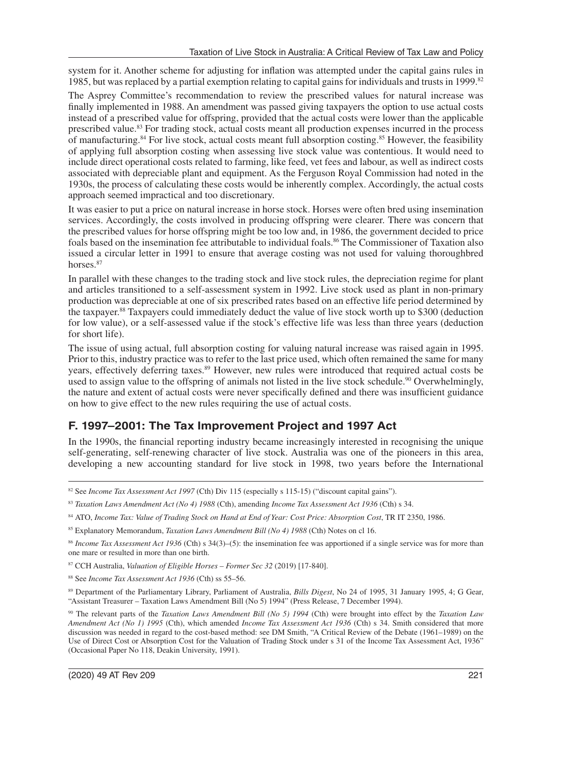system for it. Another scheme for adjusting for inflation was attempted under the capital gains rules in 1985, but was replaced by a partial exemption relating to capital gains for individuals and trusts in 1999.[82]

The Asprey Committee's recommendation to review the prescribed values for natural increase was finally implemented in 1988. An amendment was passed giving taxpayers the option to use actual costs instead of a prescribed value for offspring, provided that the actual costs were lower than the applicable prescribed value.[83] For trading stock, actual costs meant all production expenses incurred in the process of manufacturing.[84] For live stock, actual costs meant full absorption costing.[85] However, the feasibility of applying full absorption costing when assessing live stock value was contentious. It would need to include direct operational costs related to farming, like feed, vet fees and labour, as well as indirect costs associated with depreciable plant and equipment. As the Ferguson Royal Commission had noted in the 1930s, the process of calculating these costs would be inherently complex. Accordingly, the actual costs approach seemed impractical and too discretionary.

It was easier to put a price on natural increase in horse stock. Horses were often bred using insemination services. Accordingly, the costs involved in producing offspring were clearer. There was concern that the prescribed values for horse offspring might be too low and, in 1986, the government decided to price foals based on the insemination fee attributable to individual foals.[86] The Commissioner of Taxation also issued a circular letter in 1991 to ensure that average costing was not used for valuing thoroughbred horses.[87]

In parallel with these changes to the trading stock and live stock rules, the depreciation regime for plant and articles transitioned to a self-assessment system in 1992. Live stock used as plant in non-primary production was depreciable at one of six prescribed rates based on an effective life period determined by the taxpayer.[88] Taxpayers could immediately deduct the value of live stock worth up to $300 (deduction for low value), or a self-assessed value if the stock's effective life was less than three years (deduction for short life).

The issue of using actual, full absorption costing for valuing natural increase was raised again in 1995. Prior to this, industry practice was to refer to the last price used, which often remained the same for many years, effectively deferring taxes.[89] However, new rules were introduced that required actual costs be used to assign value to the offspring of animals not listed in the live stock schedule.[90] Overwhelmingly, the nature and extent of actual costs were never specifically defined and there was insufficient guidance on how to give effect to the new rules requiring the use of actual costs.

## F. 1997–2001: The Tax Improvement Project and 1997 Act

In the 1990s, the financial reporting industry became increasingly interested in recognising the unique self-generating, self-renewing character of live stock. Australia was one of the pioneers in this area, developing a new accounting standard for live stock in 1998, two years before the International

---

[82] See *Income Tax Assessment Act 1997* (Cth) Div 115 (especially s 115-15) ("discount capital gains").

[83] *Taxation Laws Amendment Act (No 4) 1988* (Cth), amending *Income Tax Assessment Act 1936* (Cth) s 34.

[84] ATO, *Income Tax: Value of Trading Stock on Hand at End of Year: Cost Price: Absorption Cost*, TR IT 2350, 1986.

[85] Explanatory Memorandum, *Taxation Laws Amendment Bill (No 4) 1988* (Cth) Notes on cl 16.

[86] *Income Tax Assessment Act 1936* (Cth) s 34(3)–(5): the insemination fee was apportioned if a single service was for more than one mare or resulted in more than one birth.

[87] CCH Australia, *Valuation of Eligible Horses – Former Sec 32* (2019) [17-840].

[88] See *Income Tax Assessment Act 1936* (Cth) ss 55–56.

[89] Department of the Parliamentary Library, Parliament of Australia, *Bills Digest*, No 24 of 1995, 31 January 1995, 4; G Gear, "Assistant Treasurer – Taxation Laws Amendment Bill (No 5) 1994" (Press Release, 7 December 1994).

[90] The relevant parts of the *Taxation Laws Amendment Bill (No 5) 1994* (Cth) were brought into effect by the *Taxation Law Amendment Act (No 1) 1995* (Cth), which amended *Income Tax Assessment Act 1936* (Cth) s 34. Smith considered that more discussion was needed in regard to the cost-based method: see DM Smith, "A Critical Review of the Debate (1961–1989) on the Use of Direct Cost or Absorption Cost for the Valuation of Trading Stock under s 31 of the Income Tax Assessment Act, 1936" (Occasional Paper No 118, Deakin University, 1991).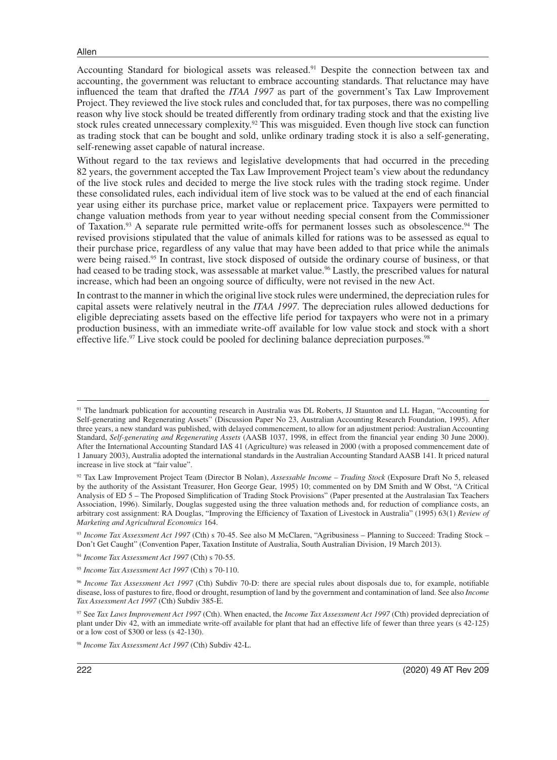Accounting Standard for biological assets was released.[91] Despite the connection between tax and accounting, the government was reluctant to embrace accounting standards. That reluctance may have influenced the team that drafted the *ITAA 1997* as part of the government's Tax Law Improvement Project. They reviewed the live stock rules and concluded that, for tax purposes, there was no compelling reason why live stock should be treated differently from ordinary trading stock and that the existing live stock rules created unnecessary complexity.[92] This was misguided. Even though live stock can function as trading stock that can be bought and sold, unlike ordinary trading stock it is also a self-generating, self-renewing asset capable of natural increase.

Without regard to the tax reviews and legislative developments that had occurred in the preceding 82 years, the government accepted the Tax Law Improvement Project team's view about the redundancy of the live stock rules and decided to merge the live stock rules with the trading stock regime. Under these consolidated rules, each individual item of live stock was to be valued at the end of each financial year using either its purchase price, market value or replacement price. Taxpayers were permitted to change valuation methods from year to year without needing special consent from the Commissioner of Taxation.[93] A separate rule permitted write-offs for permanent losses such as obsolescence.[94] The revised provisions stipulated that the value of animals killed for rations was to be assessed as equal to their purchase price, regardless of any value that may have been added to that price while the animals were being raised.[95] In contrast, live stock disposed of outside the ordinary course of business, or that had ceased to be trading stock, was assessable at market value.[96] Lastly, the prescribed values for natural increase, which had been an ongoing source of difficulty, were not revised in the new Act.

In contrast to the manner in which the original live stock rules were undermined, the depreciation rules for capital assets were relatively neutral in the *ITAA 1997*. The depreciation rules allowed deductions for eligible depreciating assets based on the effective life period for taxpayers who were not in a primary production business, with an immediate write-off available for low value stock and stock with a short effective life.[97] Live stock could be pooled for declining balance depreciation purposes.[98]

---

[91] The landmark publication for accounting research in Australia was DL Roberts, JJ Staunton and LL Hagan, "Accounting for Self-generating and Regenerating Assets" (Discussion Paper No 23, Australian Accounting Research Foundation, 1995). After three years, a new standard was published, with delayed commencement, to allow for an adjustment period: Australian Accounting Standard, *Self-generating and Regenerating Assets* (AASB 1037, 1998, in effect from the financial year ending 30 June 2000). After the International Accounting Standard IAS 41 (Agriculture) was released in 2000 (with a proposed commencement date of 1 January 2003), Australia adopted the international standards in the Australian Accounting Standard AASB 141. It priced natural increase in live stock at "fair value".

[92] Tax Law Improvement Project Team (Director B Nolan), *Assessable Income – Trading Stock* (Exposure Draft No 5, released by the authority of the Assistant Treasurer, Hon George Gear, 1995) 10; commented on by DM Smith and W Obst, "A Critical Analysis of ED 5 – The Proposed Simplification of Trading Stock Provisions" (Paper presented at the Australasian Tax Teachers Association, 1996). Similarly, Douglas suggested using the three valuation methods and, for reduction of compliance costs, an arbitrary cost assignment: RA Douglas, "Improving the Efficiency of Taxation of Livestock in Australia" (1995) 63(1) *Review of Marketing and Agricultural Economics* 164.

[93] *Income Tax Assessment Act 1997* (Cth) s 70-45. See also M McClaren, "Agribusiness – Planning to Succeed: Trading Stock – Don't Get Caught" (Convention Paper, Taxation Institute of Australia, South Australian Division, 19 March 2013).

[94] *Income Tax Assessment Act 1997* (Cth) s 70-55.

[95] *Income Tax Assessment Act 1997* (Cth) s 70-110.

[96] *Income Tax Assessment Act 1997* (Cth) Subdiv 70-D: there are special rules about disposals due to, for example, notifiable disease, loss of pastures to fire, flood or drought, resumption of land by the government and contamination of land. See also *Income Tax Assessment Act 1997* (Cth) Subdiv 385-E.

[97] See *Tax Laws Improvement Act 1997* (Cth). When enacted, the *Income Tax Assessment Act 1997* (Cth) provided depreciation of plant under Div 42, with an immediate write-off available for plant that had an effective life of fewer than three years (s 42-125) or a low cost of $300 or less (s 42-130).

[98] *Income Tax Assessment Act 1997* (Cth) Subdiv 42-L.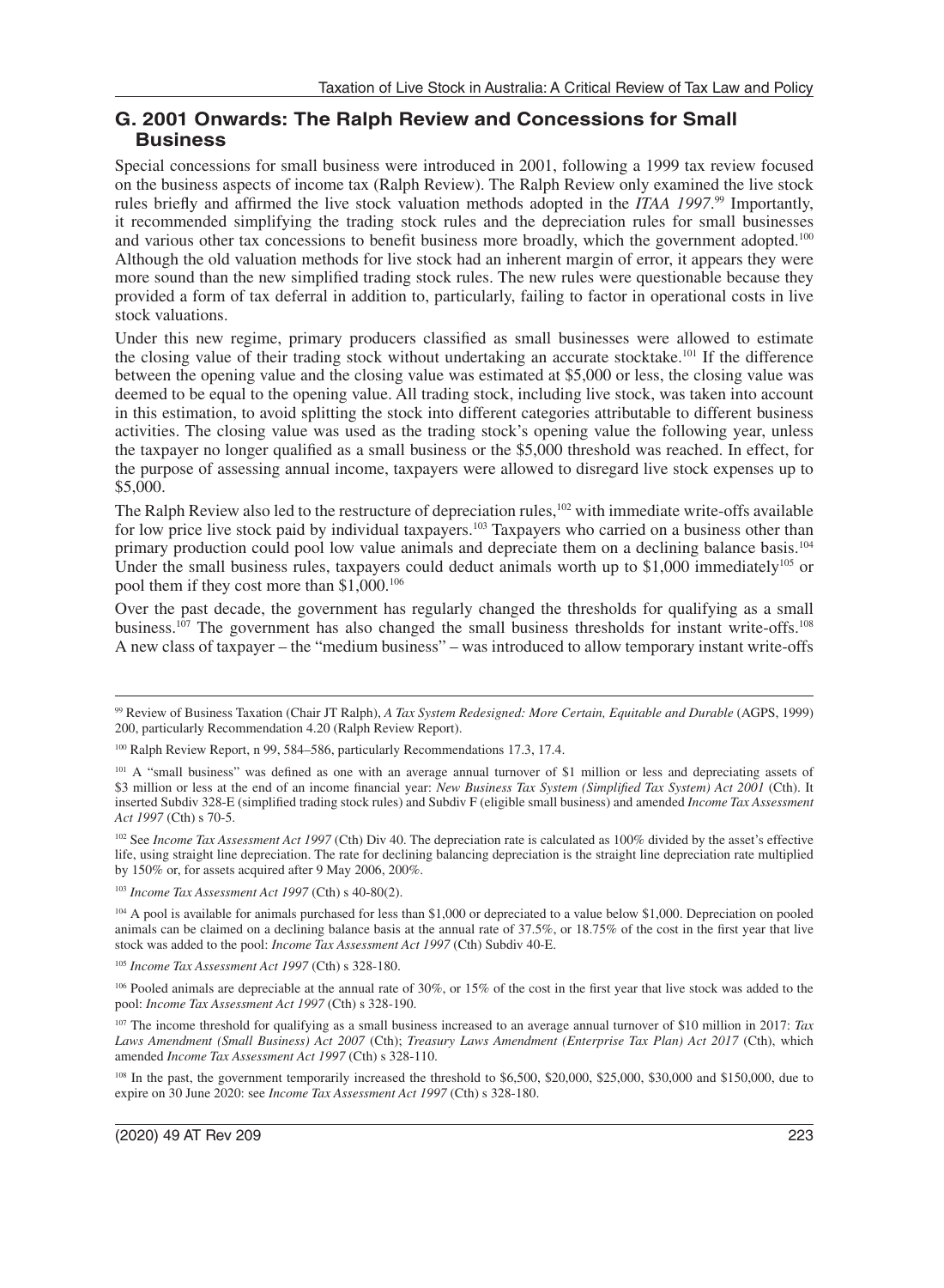## G. 2001 Onwards: The Ralph Review and Concessions for Small Business

Special concessions for small business were introduced in 2001, following a 1999 tax review focused on the business aspects of income tax (Ralph Review). The Ralph Review only examined the live stock rules briefly and affirmed the live stock valuation methods adopted in the *ITAA 1997*.[99] Importantly, it recommended simplifying the trading stock rules and the depreciation rules for small businesses and various other tax concessions to benefit business more broadly, which the government adopted.[100] Although the old valuation methods for live stock had an inherent margin of error, it appears they were more sound than the new simplified trading stock rules. The new rules were questionable because they provided a form of tax deferral in addition to, particularly, failing to factor in operational costs in live stock valuations.

Under this new regime, primary producers classified as small businesses were allowed to estimate the closing value of their trading stock without undertaking an accurate stocktake.[101] If the difference between the opening value and the closing value was estimated at $5,000 or less, the closing value was deemed to be equal to the opening value. All trading stock, including live stock, was taken into account in this estimation, to avoid splitting the stock into different categories attributable to different business activities. The closing value was used as the trading stock's opening value the following year, unless the taxpayer no longer qualified as a small business or the $5,000 threshold was reached. In effect, for the purpose of assessing annual income, taxpayers were allowed to disregard live stock expenses up to $5,000.

The Ralph Review also led to the restructure of depreciation rules,[102] with immediate write-offs available for low price live stock paid by individual taxpayers.[103] Taxpayers who carried on a business other than primary production could pool low value animals and depreciate them on a declining balance basis.[104] Under the small business rules, taxpayers could deduct animals worth up to $1,000 immediately[105] or pool them if they cost more than $1,000.[106]

Over the past decade, the government has regularly changed the thresholds for qualifying as a small business.[107] The government has also changed the small business thresholds for instant write-offs.[108] A new class of taxpayer – the "medium business" – was introduced to allow temporary instant write-offs

---

[99] Review of Business Taxation (Chair JT Ralph), *A Tax System Redesigned: More Certain, Equitable and Durable* (AGPS, 1999) 200, particularly Recommendation 4.20 (Ralph Review Report).

[100] Ralph Review Report, n 99, 584–586, particularly Recommendations 17.3, 17.4.

[101] A "small business" was defined as one with an average annual turnover of $1 million or less and depreciating assets of $3 million or less at the end of an income financial year: *New Business Tax System (Simplified Tax System) Act 2001* (Cth). It inserted Subdiv 328-E (simplified trading stock rules) and Subdiv F (eligible small business) and amended *Income Tax Assessment Act 1997* (Cth) s 70-5.

[102] See *Income Tax Assessment Act 1997* (Cth) Div 40. The depreciation rate is calculated as 100% divided by the asset's effective life, using straight line depreciation. The rate for declining balancing depreciation is the straight line depreciation rate multiplied by 150% or, for assets acquired after 9 May 2006, 200%.

[103] *Income Tax Assessment Act 1997* (Cth) s 40-80(2).

[104] A pool is available for animals purchased for less than $1,000 or depreciated to a value below $1,000. Depreciation on pooled animals can be claimed on a declining balance basis at the annual rate of 37.5%, or 18.75% of the cost in the first year that live stock was added to the pool: *Income Tax Assessment Act 1997* (Cth) Subdiv 40-E.

[105] *Income Tax Assessment Act 1997* (Cth) s 328-180.

[106] Pooled animals are depreciable at the annual rate of 30%, or 15% of the cost in the first year that live stock was added to the pool: *Income Tax Assessment Act 1997* (Cth) s 328-190.

[107] The income threshold for qualifying as a small business increased to an average annual turnover of $10 million in 2017: *Tax Laws Amendment (Small Business) Act 2007* (Cth); *Treasury Laws Amendment (Enterprise Tax Plan) Act 2017* (Cth), which amended *Income Tax Assessment Act 1997* (Cth) s 328-110.

[108] In the past, the government temporarily increased the threshold to $6,500, $20,000, $25,000, $30,000 and $150,000, due to expire on 30 June 2020: see *Income Tax Assessment Act 1997* (Cth) s 328-180.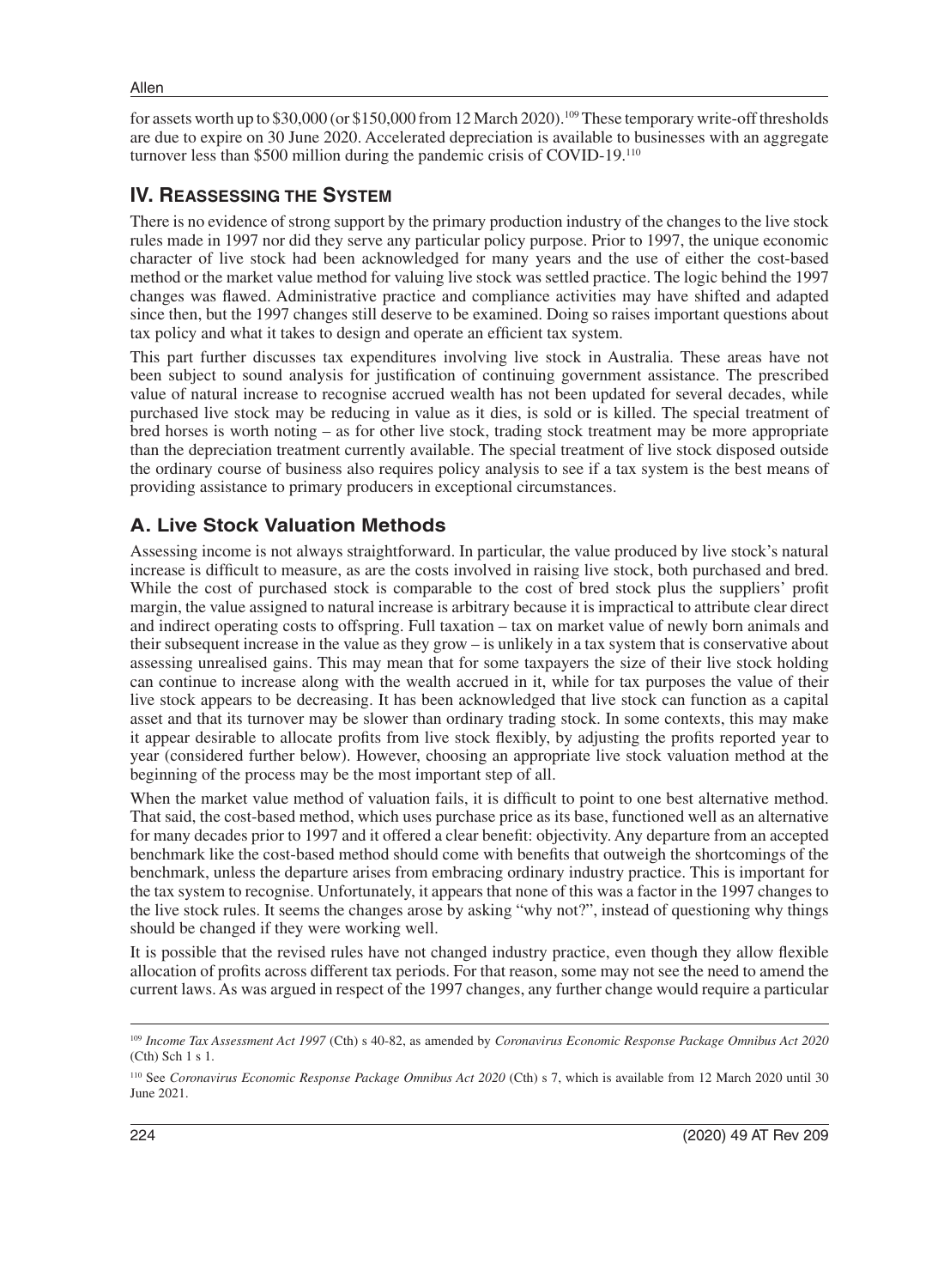for assets worth up to $30,000 (or $150,000 from 12 March 2020).[109] These temporary write-off thresholds are due to expire on 30 June 2020. Accelerated depreciation is available to businesses with an aggregate turnover less than $500 million during the pandemic crisis of COVID-19.[110]

## IV. Reassessing the System

There is no evidence of strong support by the primary production industry of the changes to the live stock rules made in 1997 nor did they serve any particular policy purpose. Prior to 1997, the unique economic character of live stock had been acknowledged for many years and the use of either the cost-based method or the market value method for valuing live stock was settled practice. The logic behind the 1997 changes was flawed. Administrative practice and compliance activities may have shifted and adapted since then, but the 1997 changes still deserve to be examined. Doing so raises important questions about tax policy and what it takes to design and operate an efficient tax system.

This part further discusses tax expenditures involving live stock in Australia. These areas have not been subject to sound analysis for justification of continuing government assistance. The prescribed value of natural increase to recognise accrued wealth has not been updated for several decades, while purchased live stock may be reducing in value as it dies, is sold or is killed. The special treatment of bred horses is worth noting – as for other live stock, trading stock treatment may be more appropriate than the depreciation treatment currently available. The special treatment of live stock disposed outside the ordinary course of business also requires policy analysis to see if a tax system is the best means of providing assistance to primary producers in exceptional circumstances.

### A. Live Stock Valuation Methods

Assessing income is not always straightforward. In particular, the value produced by live stock's natural increase is difficult to measure, as are the costs involved in raising live stock, both purchased and bred. While the cost of purchased stock is comparable to the cost of bred stock plus the suppliers' profit margin, the value assigned to natural increase is arbitrary because it is impractical to attribute clear direct and indirect operating costs to offspring. Full taxation – tax on market value of newly born animals and their subsequent increase in the value as they grow – is unlikely in a tax system that is conservative about assessing unrealised gains. This may mean that for some taxpayers the size of their live stock holding can continue to increase along with the wealth accrued in it, while for tax purposes the value of their live stock appears to be decreasing. It has been acknowledged that live stock can function as a capital asset and that its turnover may be slower than ordinary trading stock. In some contexts, this may make it appear desirable to allocate profits from live stock flexibly, by adjusting the profits reported year to year (considered further below). However, choosing an appropriate live stock valuation method at the beginning of the process may be the most important step of all.

When the market value method of valuation fails, it is difficult to point to one best alternative method. That said, the cost-based method, which uses purchase price as its base, functioned well as an alternative for many decades prior to 1997 and it offered a clear benefit: objectivity. Any departure from an accepted benchmark like the cost-based method should come with benefits that outweigh the shortcomings of the benchmark, unless the departure arises from embracing ordinary industry practice. This is important for the tax system to recognise. Unfortunately, it appears that none of this was a factor in the 1997 changes to the live stock rules. It seems the changes arose by asking "why not?", instead of questioning why things should be changed if they were working well.

It is possible that the revised rules have not changed industry practice, even though they allow flexible allocation of profits across different tax periods. For that reason, some may not see the need to amend the current laws. As was argued in respect of the 1997 changes, any further change would require a particular

---

[109] *Income Tax Assessment Act 1997* (Cth) s 40-82, as amended by *Coronavirus Economic Response Package Omnibus Act 2020* (Cth) Sch 1 s 1.

[110] See *Coronavirus Economic Response Package Omnibus Act 2020* (Cth) s 7, which is available from 12 March 2020 until 30 June 2021.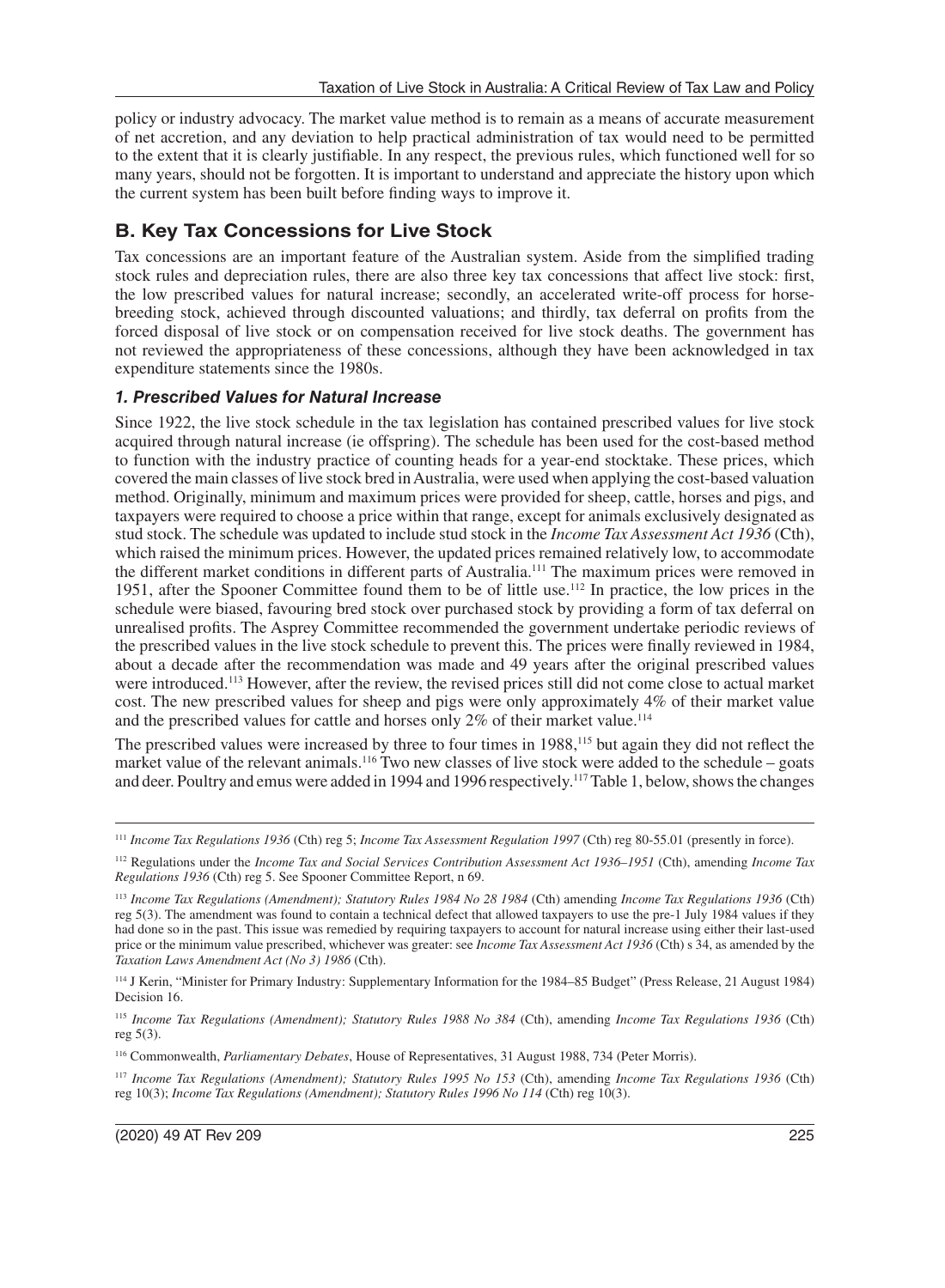policy or industry advocacy. The market value method is to remain as a means of accurate measurement of net accretion, and any deviation to help practical administration of tax would need to be permitted to the extent that it is clearly justifiable. In any respect, the previous rules, which functioned well for so many years, should not be forgotten. It is important to understand and appreciate the history upon which the current system has been built before finding ways to improve it.

## B. Key Tax Concessions for Live Stock

Tax concessions are an important feature of the Australian system. Aside from the simplified trading stock rules and depreciation rules, there are also three key tax concessions that affect live stock: first, the low prescribed values for natural increase; secondly, an accelerated write-off process for horse-breeding stock, achieved through discounted valuations; and thirdly, tax deferral on profits from the forced disposal of live stock or on compensation received for live stock deaths. The government has not reviewed the appropriateness of these concessions, although they have been acknowledged in tax expenditure statements since the 1980s.

### *1. Prescribed Values for Natural Increase*

Since 1922, the live stock schedule in the tax legislation has contained prescribed values for live stock acquired through natural increase (ie offspring). The schedule has been used for the cost-based method to function with the industry practice of counting heads for a year-end stocktake. These prices, which covered the main classes of live stock bred in Australia, were used when applying the cost-based valuation method. Originally, minimum and maximum prices were provided for sheep, cattle, horses and pigs, and taxpayers were required to choose a price within that range, except for animals exclusively designated as stud stock. The schedule was updated to include stud stock in the *Income Tax Assessment Act 1936* (Cth), which raised the minimum prices. However, the updated prices remained relatively low, to accommodate the different market conditions in different parts of Australia.[111] The maximum prices were removed in 1951, after the Spooner Committee found them to be of little use.[112] In practice, the low prices in the schedule were biased, favouring bred stock over purchased stock by providing a form of tax deferral on unrealised profits. The Asprey Committee recommended the government undertake periodic reviews of the prescribed values in the live stock schedule to prevent this. The prices were finally reviewed in 1984, about a decade after the recommendation was made and 49 years after the original prescribed values were introduced.[113] However, after the review, the revised prices still did not come close to actual market cost. The new prescribed values for sheep and pigs were only approximately 4% of their market value and the prescribed values for cattle and horses only 2% of their market value.[114]

The prescribed values were increased by three to four times in 1988,[115] but again they did not reflect the market value of the relevant animals.[116] Two new classes of live stock were added to the schedule – goats and deer. Poultry and emus were added in 1994 and 1996 respectively.[117] Table 1, below, shows the changes

---

[111] *Income Tax Regulations 1936* (Cth) reg 5; *Income Tax Assessment Regulation 1997* (Cth) reg 80-55.01 (presently in force).

[112] Regulations under the *Income Tax and Social Services Contribution Assessment Act 1936–1951* (Cth), amending *Income Tax Regulations 1936* (Cth) reg 5. See Spooner Committee Report, n 69.

[113] *Income Tax Regulations (Amendment); Statutory Rules 1984 No 28 1984* (Cth) amending *Income Tax Regulations 1936* (Cth) reg 5(3). The amendment was found to contain a technical defect that allowed taxpayers to use the pre-1 July 1984 values if they had done so in the past. This issue was remedied by requiring taxpayers to account for natural increase using either their last-used price or the minimum value prescribed, whichever was greater: see *Income Tax Assessment Act 1936* (Cth) s 34, as amended by the *Taxation Laws Amendment Act (No 3) 1986* (Cth).

[114] J Kerin, "Minister for Primary Industry: Supplementary Information for the 1984–85 Budget" (Press Release, 21 August 1984) Decision 16.

[115] *Income Tax Regulations (Amendment); Statutory Rules 1988 No 384* (Cth), amending *Income Tax Regulations 1936* (Cth) reg 5(3).

[116] Commonwealth, *Parliamentary Debates*, House of Representatives, 31 August 1988, 734 (Peter Morris).

[117] *Income Tax Regulations (Amendment); Statutory Rules 1995 No 153* (Cth), amending *Income Tax Regulations 1936* (Cth) reg 10(3); *Income Tax Regulations (Amendment); Statutory Rules 1996 No 114* (Cth) reg 10(3).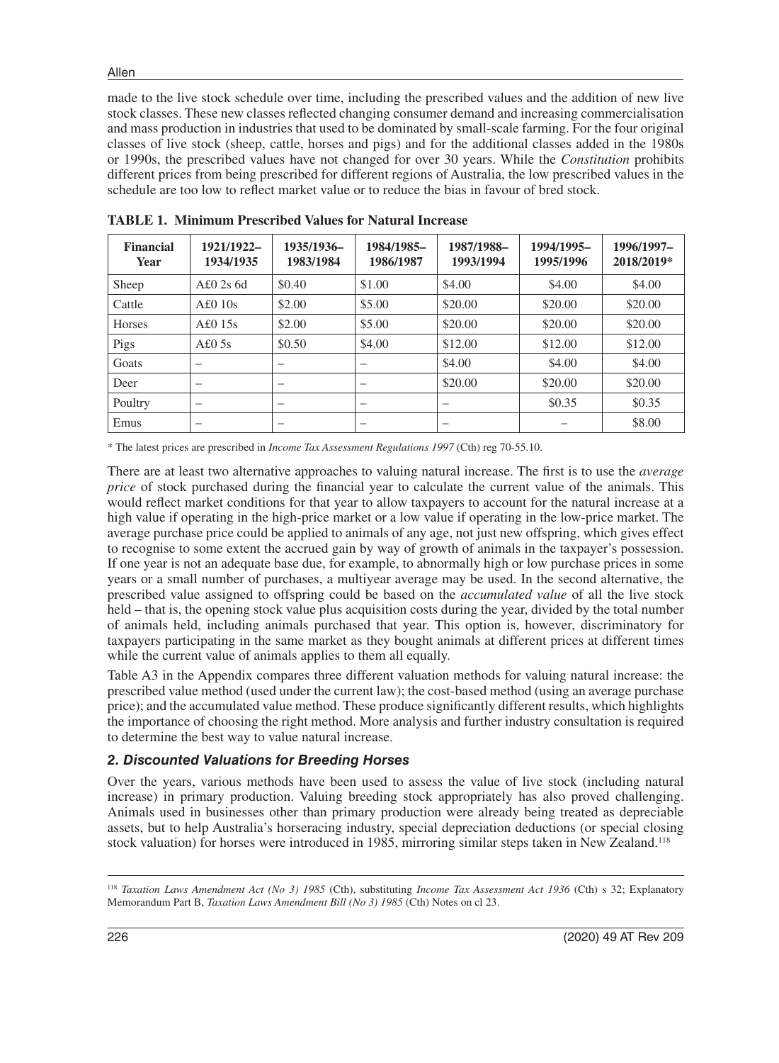made to the live stock schedule over time, including the prescribed values and the addition of new live stock classes. These new classes reflected changing consumer demand and increasing commercialisation and mass production in industries that used to be dominated by small-scale farming. For the four original classes of live stock (sheep, cattle, horses and pigs) and for the additional classes added in the 1980s or 1990s, the prescribed values have not changed for over 30 years. While the *Constitution* prohibits different prices from being prescribed for different regions of Australia, the low prescribed values in the schedule are too low to reflect market value or to reduce the bias in favour of bred stock.

**TABLE 1. Minimum Prescribed Values for Natural Increase**

| Financial Year | 1921/1922–1934/1935 | 1935/1936–1983/1984 | 1984/1985–1986/1987 | 1987/1988–1993/1994 | 1994/1995–1995/1996 | 1996/1997–2018/2019* |
|---|---|---|---|---|---|---|
| Sheep | A£0 2s 6d | $0.40 | $1.00 | $4.00 | $4.00 | $4.00 |
| Cattle | A£0 10s | $2.00 | $5.00 | $20.00 | $20.00 | $20.00 |
| Horses | A£0 15s | $2.00 | $5.00 | $20.00 | $20.00 | $20.00 |
| Pigs | A£0 5s | $0.50 | $4.00 | $12.00 | $12.00 | $12.00 |
| Goats | – | – | – | $4.00 | $4.00 | $4.00 |
| Deer | – | – | – | $20.00 | $20.00 | $20.00 |
| Poultry | – | – | – | – | $0.35 | $0.35 |
| Emus | – | – | – | – | – | $8.00 |

\* The latest prices are prescribed in *Income Tax Assessment Regulations 1997* (Cth) reg 70-55.10.

There are at least two alternative approaches to valuing natural increase. The first is to use the *average price* of stock purchased during the financial year to calculate the current value of the animals. This would reflect market conditions for that year to allow taxpayers to account for the natural increase at a high value if operating in the high-price market or a low value if operating in the low-price market. The average purchase price could be applied to animals of any age, not just new offspring, which gives effect to recognise to some extent the accrued gain by way of growth of animals in the taxpayer's possession. If one year is not an adequate base due, for example, to abnormally high or low purchase prices in some years or a small number of purchases, a multiyear average may be used. In the second alternative, the prescribed value assigned to offspring could be based on the *accumulated value* of all the live stock held – that is, the opening stock value plus acquisition costs during the year, divided by the total number of animals held, including animals purchased that year. This option is, however, discriminatory for taxpayers participating in the same market as they bought animals at different prices at different times while the current value of animals applies to them all equally.

Table A3 in the Appendix compares three different valuation methods for valuing natural increase: the prescribed value method (used under the current law); the cost-based method (using an average purchase price); and the accumulated value method. These produce significantly different results, which highlights the importance of choosing the right method. More analysis and further industry consultation is required to determine the best way to value natural increase.

### *2. Discounted Valuations for Breeding Horses*

Over the years, various methods have been used to assess the value of live stock (including natural increase) in primary production. Valuing breeding stock appropriately has also proved challenging. Animals used in businesses other than primary production were already being treated as depreciable assets, but to help Australia's horseracing industry, special depreciation deductions (or special closing stock valuation) for horses were introduced in 1985, mirroring similar steps taken in New Zealand.[118]

[118] *Taxation Laws Amendment Act (No 3) 1985* (Cth), substituting *Income Tax Assessment Act 1936* (Cth) s 32; Explanatory Memorandum Part B, *Taxation Laws Amendment Bill (No 3) 1985* (Cth) Notes on cl 23.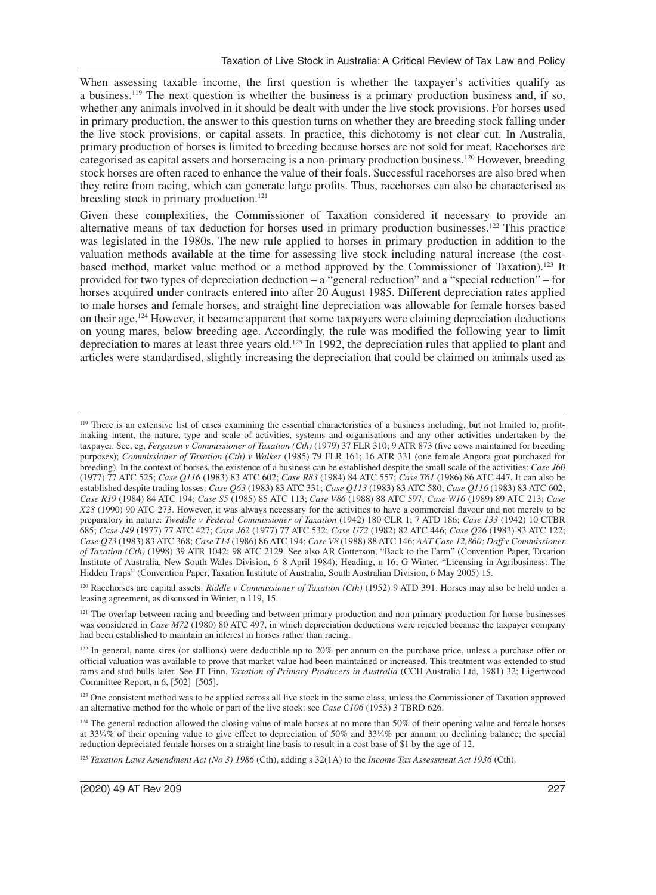When assessing taxable income, the first question is whether the taxpayer's activities qualify as a business.[119] The next question is whether the business is a primary production business and, if so, whether any animals involved in it should be dealt with under the live stock provisions. For horses used in primary production, the answer to this question turns on whether they are breeding stock falling under the live stock provisions, or capital assets. In practice, this dichotomy is not clear cut. In Australia, primary production of horses is limited to breeding because horses are not sold for meat. Racehorses are categorised as capital assets and horseracing is a non-primary production business.[120] However, breeding stock horses are often raced to enhance the value of their foals. Successful racehorses are also bred when they retire from racing, which can generate large profits. Thus, racehorses can also be characterised as breeding stock in primary production.[121]

Given these complexities, the Commissioner of Taxation considered it necessary to provide an alternative means of tax deduction for horses used in primary production businesses.[122] This practice was legislated in the 1980s. The new rule applied to horses in primary production in addition to the valuation methods available at the time for assessing live stock including natural increase (the cost-based method, market value method or a method approved by the Commissioner of Taxation).[123] It provided for two types of depreciation deduction – a "general reduction" and a "special reduction" – for horses acquired under contracts entered into after 20 August 1985. Different depreciation rates applied to male horses and female horses, and straight line depreciation was allowable for female horses based on their age.[124] However, it became apparent that some taxpayers were claiming depreciation deductions on young mares, below breeding age. Accordingly, the rule was modified the following year to limit depreciation to mares at least three years old.[125] In 1992, the depreciation rules that applied to plant and articles were standardised, slightly increasing the depreciation that could be claimed on animals used as

---

[119] There is an extensive list of cases examining the essential characteristics of a business including, but not limited to, profit-making intent, the nature, type and scale of activities, systems and organisations and any other activities undertaken by the taxpayer. See, eg, *Ferguson v Commissioner of Taxation (Cth)* (1979) 37 FLR 310; 9 ATR 873 (five cows maintained for breeding purposes); *Commissioner of Taxation (Cth) v Walker* (1985) 79 FLR 161; 16 ATR 331 (one female Angora goat purchased for breeding). In the context of horses, the existence of a business can be established despite the small scale of the activities: *Case J60* (1977) 77 ATC 525; *Case Q116* (1983) 83 ATC 602; *Case R83* (1984) 84 ATC 557; *Case T61* (1986) 86 ATC 447. It can also be established despite trading losses: *Case Q63* (1983) 83 ATC 331; *Case Q113* (1983) 83 ATC 580; *Case Q116* (1983) 83 ATC 602; *Case R19* (1984) 84 ATC 194; *Case S5* (1985) 85 ATC 113; *Case V86* (1988) 88 ATC 597; *Case W16* (1989) 89 ATC 213; *Case X28* (1990) 90 ATC 273. However, it was always necessary for the activities to have a commercial flavour and not merely to be preparatory in nature: *Tweddle v Federal Commissioner of Taxation* (1942) 180 CLR 1; 7 ATD 186; *Case 133* (1942) 10 CTBR 685; *Case J49* (1977) 77 ATC 427; *Case J62* (1977) 77 ATC 532; *Case U72* (1982) 82 ATC 446; *Case Q26* (1983) 83 ATC 122; *Case Q73* (1983) 83 ATC 368; *Case T14* (1986) 86 ATC 194; *Case V8* (1988) 88 ATC 146; *AAT Case 12,860; Daff v Commissioner of Taxation (Cth)* (1998) 39 ATR 1042; 98 ATC 2129. See also AR Gotterson, "Back to the Farm" (Convention Paper, Taxation Institute of Australia, New South Wales Division, 6–8 April 1984); Heading, n 16; G Winter, "Licensing in Agribusiness: The Hidden Traps" (Convention Paper, Taxation Institute of Australia, South Australian Division, 6 May 2005) 15.

[120] Racehorses are capital assets: *Riddle v Commissioner of Taxation (Cth)* (1952) 9 ATD 391. Horses may also be held under a leasing agreement, as discussed in Winter, n 119, 15.

[121] The overlap between racing and breeding and between primary production and non-primary production for horse businesses was considered in *Case M72* (1980) 80 ATC 497, in which depreciation deductions were rejected because the taxpayer company had been established to maintain an interest in horses rather than racing.

[122] In general, name sires (or stallions) were deductible up to 20% per annum on the purchase price, unless a purchase offer or official valuation was available to prove that market value had been maintained or increased. This treatment was extended to stud rams and stud bulls later. See JT Finn, *Taxation of Primary Producers in Australia* (CCH Australia Ltd, 1981) 32; Ligertwood Committee Report, n 6, [502]–[505].

[123] One consistent method was to be applied across all live stock in the same class, unless the Commissioner of Taxation approved an alternative method for the whole or part of the live stock: see *Case C106* (1953) 3 TBRD 626.

[124] The general reduction allowed the closing value of male horses at no more than 50% of their opening value and female horses at 33⅓% of their opening value to give effect to depreciation of 50% and 33⅓% per annum on declining balance; the special reduction depreciated female horses on a straight line basis to result in a cost base of $1 by the age of 12.

[125] *Taxation Laws Amendment Act (No 3) 1986* (Cth), adding s 32(1A) to the *Income Tax Assessment Act 1936* (Cth).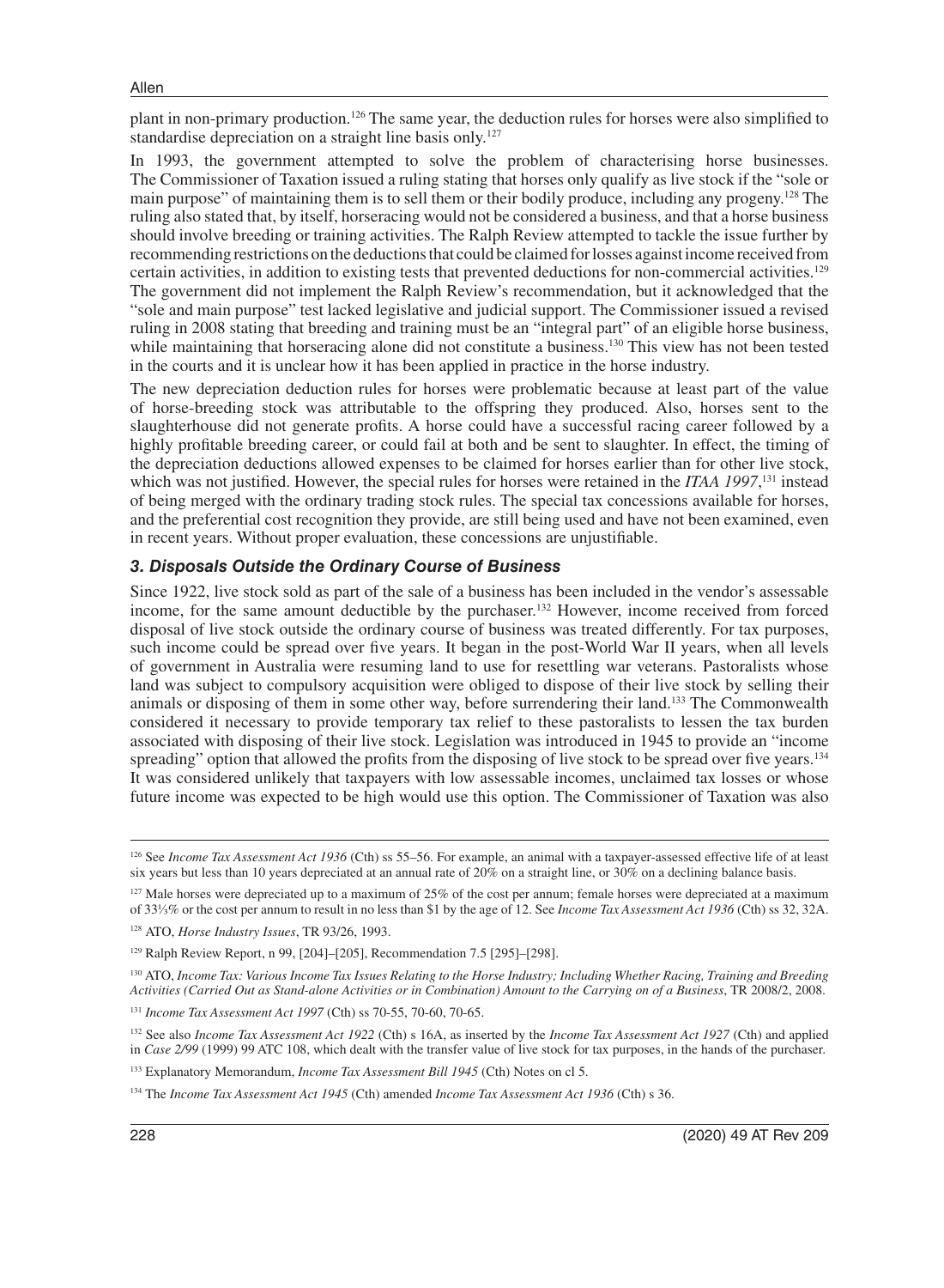plant in non-primary production.[126] The same year, the deduction rules for horses were also simplified to standardise depreciation on a straight line basis only.[127]

In 1993, the government attempted to solve the problem of characterising horse businesses. The Commissioner of Taxation issued a ruling stating that horses only qualify as live stock if the "sole or main purpose" of maintaining them is to sell them or their bodily produce, including any progeny.[128] The ruling also stated that, by itself, horseracing would not be considered a business, and that a horse business should involve breeding or training activities. The Ralph Review attempted to tackle the issue further by recommending restrictions on the deductions that could be claimed for losses against income received from certain activities, in addition to existing tests that prevented deductions for non-commercial activities.[129] The government did not implement the Ralph Review's recommendation, but it acknowledged that the "sole and main purpose" test lacked legislative and judicial support. The Commissioner issued a revised ruling in 2008 stating that breeding and training must be an "integral part" of an eligible horse business, while maintaining that horseracing alone did not constitute a business.[130] This view has not been tested in the courts and it is unclear how it has been applied in practice in the horse industry.

The new depreciation deduction rules for horses were problematic because at least part of the value of horse-breeding stock was attributable to the offspring they produced. Also, horses sent to the slaughterhouse did not generate profits. A horse could have a successful racing career followed by a highly profitable breeding career, or could fail at both and be sent to slaughter. In effect, the timing of the depreciation deductions allowed expenses to be claimed for horses earlier than for other live stock, which was not justified. However, the special rules for horses were retained in the *ITAA 1997*,[131] instead of being merged with the ordinary trading stock rules. The special tax concessions available for horses, and the preferential cost recognition they provide, are still being used and have not been examined, even in recent years. Without proper evaluation, these concessions are unjustifiable.

### *3. Disposals Outside the Ordinary Course of Business*

Since 1922, live stock sold as part of the sale of a business has been included in the vendor's assessable income, for the same amount deductible by the purchaser.[132] However, income received from forced disposal of live stock outside the ordinary course of business was treated differently. For tax purposes, such income could be spread over five years. It began in the post-World War II years, when all levels of government in Australia were resuming land to use for resettling war veterans. Pastoralists whose land was subject to compulsory acquisition were obliged to dispose of their live stock by selling their animals or disposing of them in some other way, before surrendering their land.[133] The Commonwealth considered it necessary to provide temporary tax relief to these pastoralists to lessen the tax burden associated with disposing of their live stock. Legislation was introduced in 1945 to provide an "income spreading" option that allowed the profits from the disposing of live stock to be spread over five years.[134] It was considered unlikely that taxpayers with low assessable incomes, unclaimed tax losses or whose future income was expected to be high would use this option. The Commissioner of Taxation was also

---

[126] See *Income Tax Assessment Act 1936* (Cth) ss 55–56. For example, an animal with a taxpayer-assessed effective life of at least six years but less than 10 years depreciated at an annual rate of 20% on a straight line, or 30% on a declining balance basis.

[127] Male horses were depreciated up to a maximum of 25% of the cost per annum; female horses were depreciated at a maximum of 33⅓% or the cost per annum to result in no less than $1 by the age of 12. See *Income Tax Assessment Act 1936* (Cth) ss 32, 32A.

[128] ATO, *Horse Industry Issues*, TR 93/26, 1993.

[129] Ralph Review Report, n 99, [204]–[205], Recommendation 7.5 [295]–[298].

[130] ATO, *Income Tax: Various Income Tax Issues Relating to the Horse Industry; Including Whether Racing, Training and Breeding Activities (Carried Out as Stand-alone Activities or in Combination) Amount to the Carrying on of a Business*, TR 2008/2, 2008.

[131] *Income Tax Assessment Act 1997* (Cth) ss 70-55, 70-60, 70-65.

[132] See also *Income Tax Assessment Act 1922* (Cth) s 16A, as inserted by the *Income Tax Assessment Act 1927* (Cth) and applied in *Case 2/99* (1999) 99 ATC 108, which dealt with the transfer value of live stock for tax purposes, in the hands of the purchaser.

[133] Explanatory Memorandum, *Income Tax Assessment Bill 1945* (Cth) Notes on cl 5.

[134] The *Income Tax Assessment Act 1945* (Cth) amended *Income Tax Assessment Act 1936* (Cth) s 36.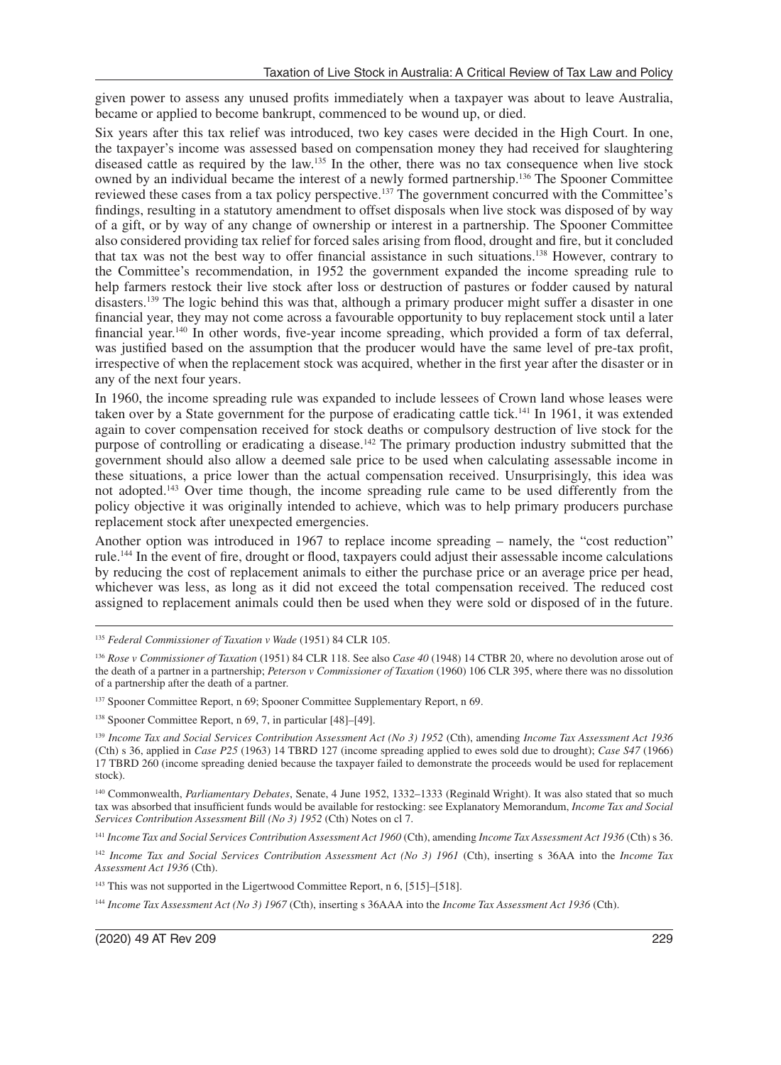given power to assess any unused profits immediately when a taxpayer was about to leave Australia, became or applied to become bankrupt, commenced to be wound up, or died.

Six years after this tax relief was introduced, two key cases were decided in the High Court. In one, the taxpayer's income was assessed based on compensation money they had received for slaughtering diseased cattle as required by the law.[135] In the other, there was no tax consequence when live stock owned by an individual became the interest of a newly formed partnership.[136] The Spooner Committee reviewed these cases from a tax policy perspective.[137] The government concurred with the Committee's findings, resulting in a statutory amendment to offset disposals when live stock was disposed of by way of a gift, or by way of any change of ownership or interest in a partnership. The Spooner Committee also considered providing tax relief for forced sales arising from flood, drought and fire, but it concluded that tax was not the best way to offer financial assistance in such situations.[138] However, contrary to the Committee's recommendation, in 1952 the government expanded the income spreading rule to help farmers restock their live stock after loss or destruction of pastures or fodder caused by natural disasters.[139] The logic behind this was that, although a primary producer might suffer a disaster in one financial year, they may not come across a favourable opportunity to buy replacement stock until a later financial year.[140] In other words, five-year income spreading, which provided a form of tax deferral, was justified based on the assumption that the producer would have the same level of pre-tax profit, irrespective of when the replacement stock was acquired, whether in the first year after the disaster or in any of the next four years.

In 1960, the income spreading rule was expanded to include lessees of Crown land whose leases were taken over by a State government for the purpose of eradicating cattle tick.[141] In 1961, it was extended again to cover compensation received for stock deaths or compulsory destruction of live stock for the purpose of controlling or eradicating a disease.[142] The primary production industry submitted that the government should also allow a deemed sale price to be used when calculating assessable income in these situations, a price lower than the actual compensation received. Unsurprisingly, this idea was not adopted.[143] Over time though, the income spreading rule came to be used differently from the policy objective it was originally intended to achieve, which was to help primary producers purchase replacement stock after unexpected emergencies.

Another option was introduced in 1967 to replace income spreading – namely, the "cost reduction" rule.[144] In the event of fire, drought or flood, taxpayers could adjust their assessable income calculations by reducing the cost of replacement animals to either the purchase price or an average price per head, whichever was less, as long as it did not exceed the total compensation received. The reduced cost assigned to replacement animals could then be used when they were sold or disposed of in the future.

---

[135] *Federal Commissioner of Taxation v Wade* (1951) 84 CLR 105.

[136] *Rose v Commissioner of Taxation* (1951) 84 CLR 118. See also *Case 40* (1948) 14 CTBR 20, where no devolution arose out of the death of a partner in a partnership; *Peterson v Commissioner of Taxation* (1960) 106 CLR 395, where there was no dissolution of a partnership after the death of a partner.

[137] Spooner Committee Report, n 69; Spooner Committee Supplementary Report, n 69.

[138] Spooner Committee Report, n 69, 7, in particular [48]–[49].

[139] *Income Tax and Social Services Contribution Assessment Act (No 3) 1952* (Cth), amending *Income Tax Assessment Act 1936* (Cth) s 36, applied in *Case P25* (1963) 14 TBRD 127 (income spreading applied to ewes sold due to drought); *Case S47* (1966) 17 TBRD 260 (income spreading denied because the taxpayer failed to demonstrate the proceeds would be used for replacement stock).

[140] Commonwealth, *Parliamentary Debates*, Senate, 4 June 1952, 1332–1333 (Reginald Wright). It was also stated that so much tax was absorbed that insufficient funds would be available for restocking: see Explanatory Memorandum, *Income Tax and Social Services Contribution Assessment Bill (No 3) 1952* (Cth) Notes on cl 7.

[141] *Income Tax and Social Services Contribution Assessment Act 1960* (Cth), amending *Income Tax Assessment Act 1936* (Cth) s 36.

[142] *Income Tax and Social Services Contribution Assessment Act (No 3) 1961* (Cth), inserting s 36AA into the *Income Tax Assessment Act 1936* (Cth).

[143] This was not supported in the Ligertwood Committee Report, n 6, [515]–[518].

[144] *Income Tax Assessment Act (No 3) 1967* (Cth), inserting s 36AAA into the *Income Tax Assessment Act 1936* (Cth).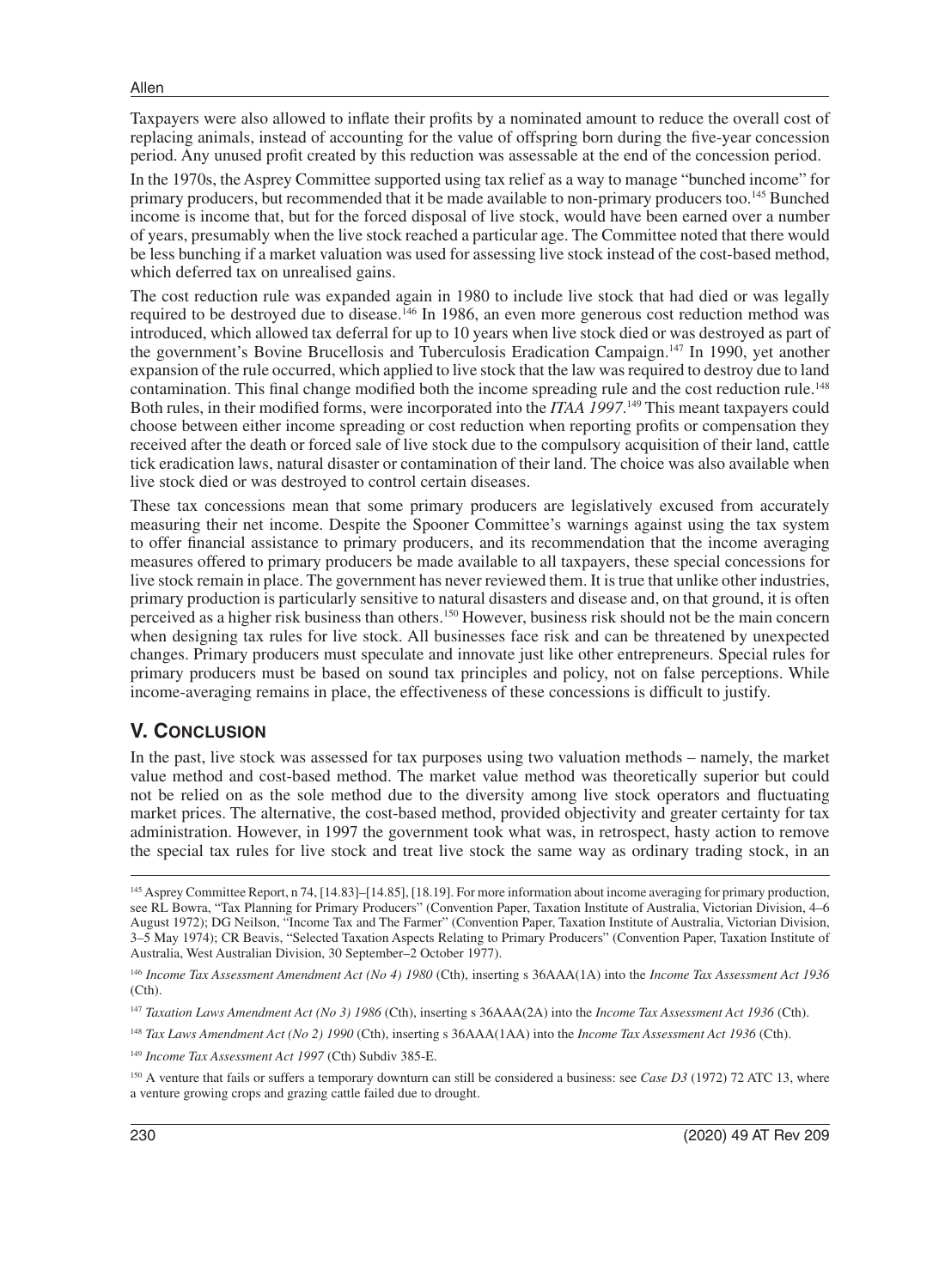Taxpayers were also allowed to inflate their profits by a nominated amount to reduce the overall cost of replacing animals, instead of accounting for the value of offspring born during the five-year concession period. Any unused profit created by this reduction was assessable at the end of the concession period.

In the 1970s, the Asprey Committee supported using tax relief as a way to manage "bunched income" for primary producers, but recommended that it be made available to non-primary producers too.[145] Bunched income is income that, but for the forced disposal of live stock, would have been earned over a number of years, presumably when the live stock reached a particular age. The Committee noted that there would be less bunching if a market valuation was used for assessing live stock instead of the cost-based method, which deferred tax on unrealised gains.

The cost reduction rule was expanded again in 1980 to include live stock that had died or was legally required to be destroyed due to disease.[146] In 1986, an even more generous cost reduction method was introduced, which allowed tax deferral for up to 10 years when live stock died or was destroyed as part of the government's Bovine Brucellosis and Tuberculosis Eradication Campaign.[147] In 1990, yet another expansion of the rule occurred, which applied to live stock that the law was required to destroy due to land contamination. This final change modified both the income spreading rule and the cost reduction rule.[148] Both rules, in their modified forms, were incorporated into the *ITAA 1997*.[149] This meant taxpayers could choose between either income spreading or cost reduction when reporting profits or compensation they received after the death or forced sale of live stock due to the compulsory acquisition of their land, cattle tick eradication laws, natural disaster or contamination of their land. The choice was also available when live stock died or was destroyed to control certain diseases.

These tax concessions mean that some primary producers are legislatively excused from accurately measuring their net income. Despite the Spooner Committee's warnings against using the tax system to offer financial assistance to primary producers, and its recommendation that the income averaging measures offered to primary producers be made available to all taxpayers, these special concessions for live stock remain in place. The government has never reviewed them. It is true that unlike other industries, primary production is particularly sensitive to natural disasters and disease and, on that ground, it is often perceived as a higher risk business than others.[150] However, business risk should not be the main concern when designing tax rules for live stock. All businesses face risk and can be threatened by unexpected changes. Primary producers must speculate and innovate just like other entrepreneurs. Special rules for primary producers must be based on sound tax principles and policy, not on false perceptions. While income-averaging remains in place, the effectiveness of these concessions is difficult to justify.

## V. Conclusion

In the past, live stock was assessed for tax purposes using two valuation methods – namely, the market value method and cost-based method. The market value method was theoretically superior but could not be relied on as the sole method due to the diversity among live stock operators and fluctuating market prices. The alternative, the cost-based method, provided objectivity and greater certainty for tax administration. However, in 1997 the government took what was, in retrospect, hasty action to remove the special tax rules for live stock and treat live stock the same way as ordinary trading stock, in an

---

[145] Asprey Committee Report, n 74, [14.83]–[14.85], [18.19]. For more information about income averaging for primary production, see RL Bowra, "Tax Planning for Primary Producers" (Convention Paper, Taxation Institute of Australia, Victorian Division, 4–6 August 1972); DG Neilson, "Income Tax and The Farmer" (Convention Paper, Taxation Institute of Australia, Victorian Division, 3–5 May 1974); CR Beavis, "Selected Taxation Aspects Relating to Primary Producers" (Convention Paper, Taxation Institute of Australia, West Australian Division, 30 September–2 October 1977).

[146] *Income Tax Assessment Amendment Act (No 4) 1980* (Cth), inserting s 36AAA(1A) into the *Income Tax Assessment Act 1936* (Cth).

[147] *Taxation Laws Amendment Act (No 3) 1986* (Cth), inserting s 36AAA(2A) into the *Income Tax Assessment Act 1936* (Cth).

[148] *Tax Laws Amendment Act (No 2) 1990* (Cth), inserting s 36AAA(1AA) into the *Income Tax Assessment Act 1936* (Cth).

[149] *Income Tax Assessment Act 1997* (Cth) Subdiv 385-E.

[150] A venture that fails or suffers a temporary downturn can still be considered a business: see *Case D3* (1972) 72 ATC 13, where a venture growing crops and grazing cattle failed due to drought.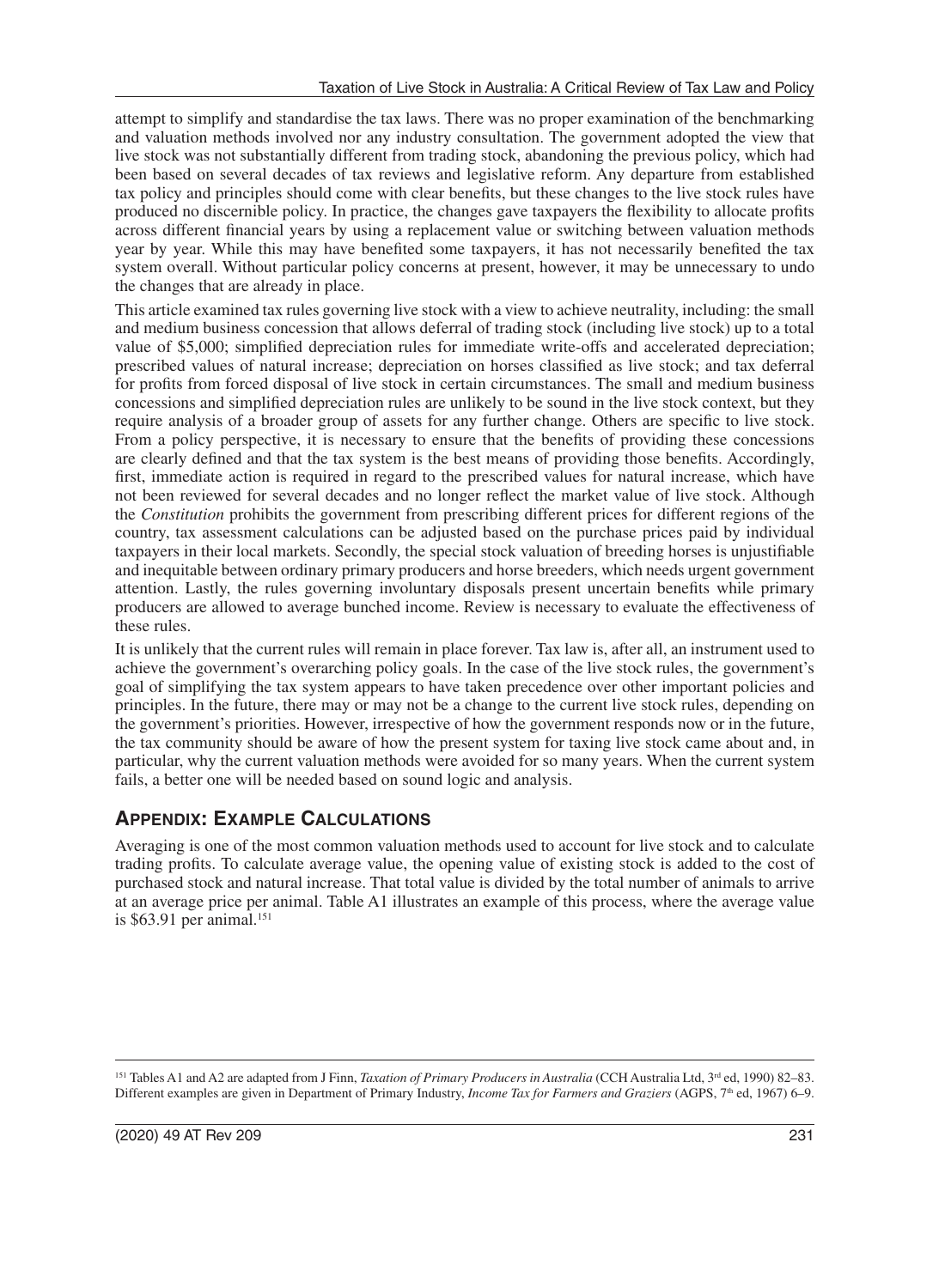attempt to simplify and standardise the tax laws. There was no proper examination of the benchmarking and valuation methods involved nor any industry consultation. The government adopted the view that live stock was not substantially different from trading stock, abandoning the previous policy, which had been based on several decades of tax reviews and legislative reform. Any departure from established tax policy and principles should come with clear benefits, but these changes to the live stock rules have produced no discernible policy. In practice, the changes gave taxpayers the flexibility to allocate profits across different financial years by using a replacement value or switching between valuation methods year by year. While this may have benefited some taxpayers, it has not necessarily benefited the tax system overall. Without particular policy concerns at present, however, it may be unnecessary to undo the changes that are already in place.

This article examined tax rules governing live stock with a view to achieve neutrality, including: the small and medium business concession that allows deferral of trading stock (including live stock) up to a total value of $5,000; simplified depreciation rules for immediate write-offs and accelerated depreciation; prescribed values of natural increase; depreciation on horses classified as live stock; and tax deferral for profits from forced disposal of live stock in certain circumstances. The small and medium business concessions and simplified depreciation rules are unlikely to be sound in the live stock context, but they require analysis of a broader group of assets for any further change. Others are specific to live stock. From a policy perspective, it is necessary to ensure that the benefits of providing these concessions are clearly defined and that the tax system is the best means of providing those benefits. Accordingly, first, immediate action is required in regard to the prescribed values for natural increase, which have not been reviewed for several decades and no longer reflect the market value of live stock. Although the *Constitution* prohibits the government from prescribing different prices for different regions of the country, tax assessment calculations can be adjusted based on the purchase prices paid by individual taxpayers in their local markets. Secondly, the special stock valuation of breeding horses is unjustifiable and inequitable between ordinary primary producers and horse breeders, which needs urgent government attention. Lastly, the rules governing involuntary disposals present uncertain benefits while primary producers are allowed to average bunched income. Review is necessary to evaluate the effectiveness of these rules.

It is unlikely that the current rules will remain in place forever. Tax law is, after all, an instrument used to achieve the government's overarching policy goals. In the case of the live stock rules, the government's goal of simplifying the tax system appears to have taken precedence over other important policies and principles. In the future, there may or may not be a change to the current live stock rules, depending on the government's priorities. However, irrespective of how the government responds now or in the future, the tax community should be aware of how the present system for taxing live stock came about and, in particular, why the current valuation methods were avoided for so many years. When the current system fails, a better one will be needed based on sound logic and analysis.

## Appendix: Example Calculations

Averaging is one of the most common valuation methods used to account for live stock and to calculate trading profits. To calculate average value, the opening value of existing stock is added to the cost of purchased stock and natural increase. That total value is divided by the total number of animals to arrive at an average price per animal. Table A1 illustrates an example of this process, where the average value is $63.91 per animal.[151]

[151] Tables A1 and A2 are adapted from J Finn, *Taxation of Primary Producers in Australia* (CCH Australia Ltd, 3rd ed, 1990) 82–83. Different examples are given in Department of Primary Industry, *Income Tax for Farmers and Graziers* (AGPS, 7th ed, 1967) 6–9.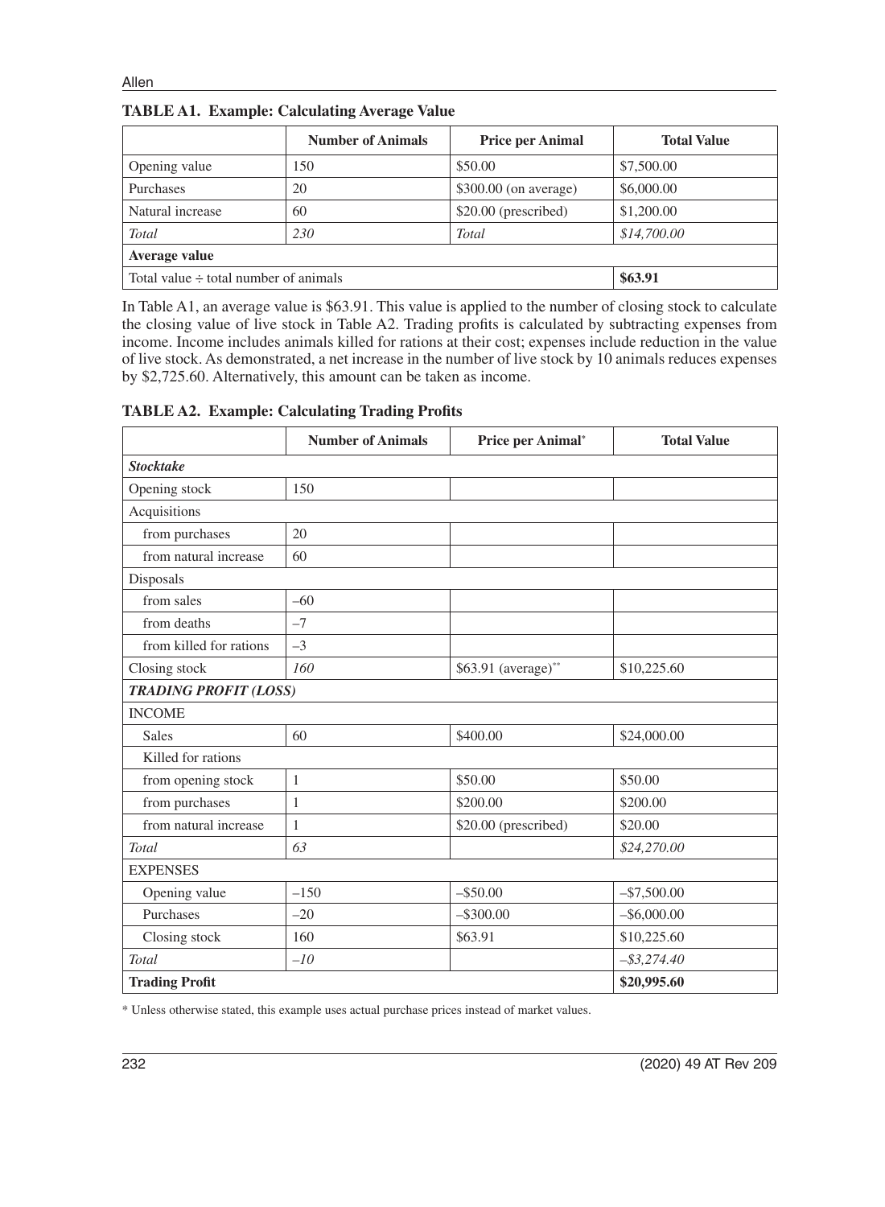**TABLE A1. Example: Calculating Average Value**

| | Number of Animals | Price per Animal | Total Value |
|---|---|---|---|
| Opening value | 150 | \$50.00 | \$7,500.00 |
| Purchases | 20 | \$300.00 (on average) | \$6,000.00 |
| Natural increase | 60 | \$20.00 (prescribed) | \$1,200.00 |
| *Total* | *230* | *Total* | *\$14,700.00* |
| **Average value** | | | |
| Total value ÷ total number of animals | | | **\$63.91** |

In Table A1, an average value is \$63.91. This value is applied to the number of closing stock to calculate the closing value of live stock in Table A2. Trading profits is calculated by subtracting expenses from income. Income includes animals killed for rations at their cost; expenses include reduction in the value of live stock. As demonstrated, a net increase in the number of live stock by 10 animals reduces expenses by \$2,725.60. Alternatively, this amount can be taken as income.

**TABLE A2. Example: Calculating Trading Profits**

| | Number of Animals | Price per Animal* | Total Value |
|---|---|---|---|
| ***Stocktake*** | | | |
| Opening stock | 150 | | |
| Acquisitions | | | |
| from purchases | 20 | | |
| from natural increase | 60 | | |
| Disposals | | | |
| from sales | –60 | | |
| from deaths | –7 | | |
| from killed for rations | –3 | | |
| Closing stock | *160* | \$63.91 (average)** | \$10,225.60 |
| ***TRADING PROFIT (LOSS)*** | | | |
| INCOME | | | |
| Sales | 60 | \$400.00 | \$24,000.00 |
| Killed for rations | | | |
| from opening stock | 1 | \$50.00 | \$50.00 |
| from purchases | 1 | \$200.00 | \$200.00 |
| from natural increase | 1 | \$20.00 (prescribed) | \$20.00 |
| *Total* | *63* | | *\$24,270.00* |
| EXPENSES | | | |
| Opening value | –150 | –\$50.00 | –\$7,500.00 |
| Purchases | –20 | –\$300.00 | –\$6,000.00 |
| Closing stock | 160 | \$63.91 | \$10,225.60 |
| *Total* | *–10* | | *–\$3,274.40* |
| **Trading Profit** | | | **\$20,995.60** |

\* Unless otherwise stated, this example uses actual purchase prices instead of market values.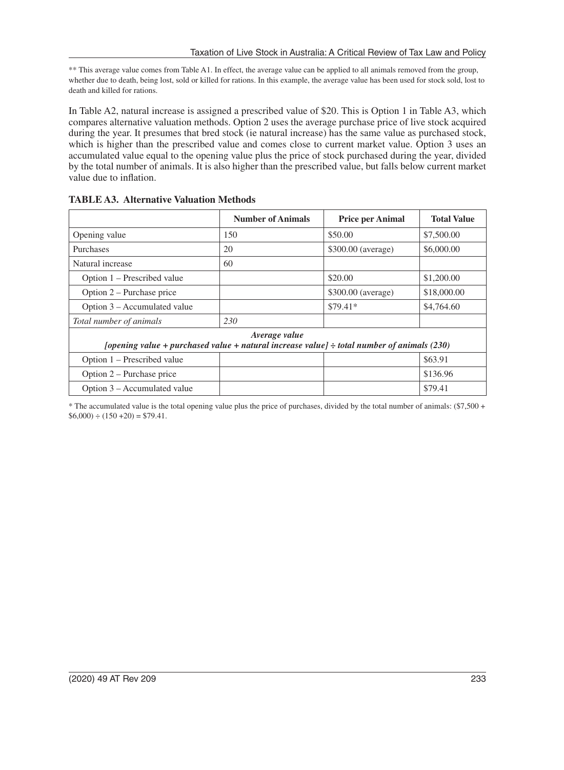** This average value comes from Table A1. In effect, the average value can be applied to all animals removed from the group, whether due to death, being lost, sold or killed for rations. In this example, the average value has been used for stock sold, lost to death and killed for rations.

In Table A2, natural increase is assigned a prescribed value of $20. This is Option 1 in Table A3, which compares alternative valuation methods. Option 2 uses the average purchase price of live stock acquired during the year. It presumes that bred stock (ie natural increase) has the same value as purchased stock, which is higher than the prescribed value and comes close to current market value. Option 3 uses an accumulated value equal to the opening value plus the price of stock purchased during the year, divided by the total number of animals. It is also higher than the prescribed value, but falls below current market value due to inflation.

**TABLE A3. Alternative Valuation Methods**

| | Number of Animals | Price per Animal | Total Value |
|---|---|---|---|
| Opening value | 150 | $50.00 | $7,500.00 |
| Purchases | 20 | $300.00 (average) | $6,000.00 |
| Natural increase | 60 | | |
| Option 1 – Prescribed value | | $20.00 | $1,200.00 |
| Option 2 – Purchase price | | $300.00 (average) | $18,000.00 |
| Option 3 – Accumulated value | | $79.41* | $4,764.60 |
| *Total number of animals* | *230* | | |
| ***Average value [opening value + purchased value + natural increase value] ÷ total number of animals (230)*** | | | |
| Option 1 – Prescribed value | | | $63.91 |
| Option 2 – Purchase price | | | $136.96 |
| Option 3 – Accumulated value | | | $79.41 |

* The accumulated value is the total opening value plus the price of purchases, divided by the total number of animals: ($7,500 + $6,000) ÷ (150 +20) = $79.41.